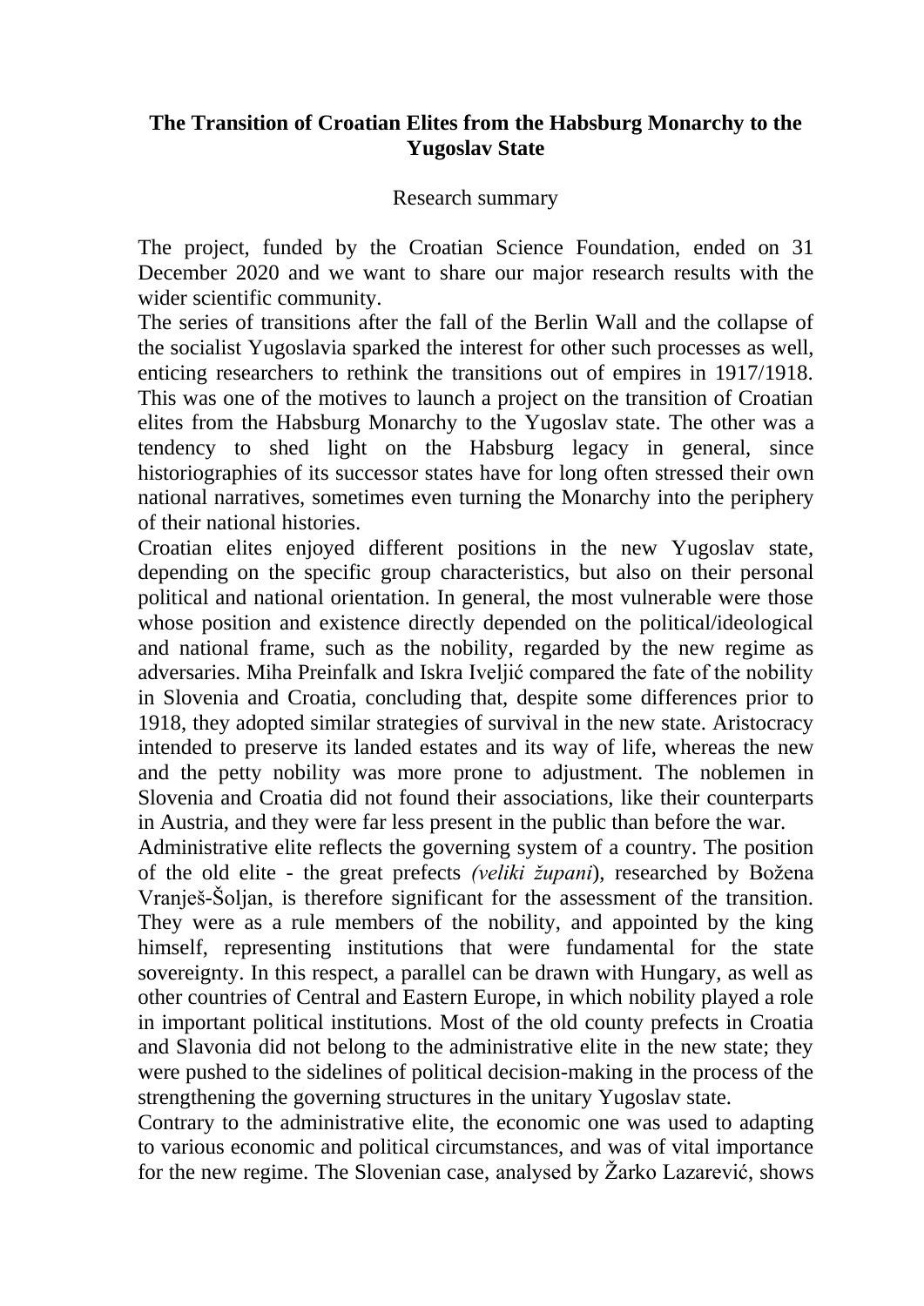# The Transition of Croatian Elites from the Habsburg Monarchy to the Yugoslav State

Research summary

The project, funded by the Croatian Science Foundation, ended on 31 December 2020 and we want to share our major research results with the wider scientific community.

The series of transitions after the fall of the Berlin Wall and the collapse of the socialist Yugoslavia sparked the interest for other such processes as well, enticing researchers to rethink the transitions out of empires in 1917/1918. This was one of the motives to launch a project on the transition of Croatian elites from the Habsburg Monarchy to the Yugoslav state. The other was a tendency to shed light on the Habsburg legacy in general, since historiographies of its successor states have for long often stressed their own national narratives, sometimes even turning the Monarchy into the periphery of their national histories.

Croatian elites enjoyed different positions in the new Yugoslav state, depending on the specific group characteristics, but also on their personal political and national orientation. In general, the most vulnerable were those whose position and existence directly depended on the political/ideological and national frame, such as the nobility, regarded by the new regime as adversaries. Miha Preinfalk and Iskra Iveljić compared the fate of the nobility in Slovenia and Croatia, concluding that, despite some differences prior to 1918, they adopted similar strategies of survival in the new state. Aristocracy intended to preserve its landed estates and its way of life, whereas the new and the petty nobility was more prone to adjustment. The noblemen in Slovenia and Croatia did not found their associations, like their counterparts in Austria, and they were far less present in the public than before the war.

Administrative elite reflects the governing system of a country. The position of the old elite - the great prefects *(veliki župani*), researched by Božena Vranješ-Šoljan, is therefore significant for the assessment of the transition. They were as a rule members of the nobility, and appointed by the king himself, representing institutions that were fundamental for the state sovereignty. In this respect, a parallel can be drawn with Hungary, as well as other countries of Central and Eastern Europe, in which nobility played a role in important political institutions. Most of the old county prefects in Croatia and Slavonia did not belong to the administrative elite in the new state; they were pushed to the sidelines of political decision-making in the process of the strengthening the governing structures in the unitary Yugoslav state.

Contrary to the administrative elite, the economic one was used to adapting to various economic and political circumstances, and was of vital importance for the new regime. The Slovenian case, analysed by Žarko Lazarević, shows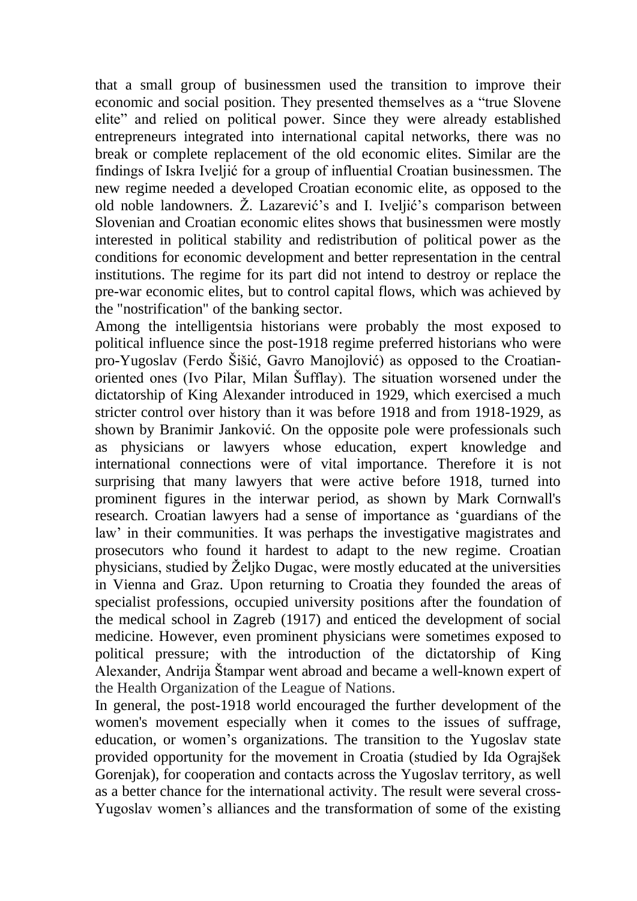that a small group of businessmen used the transition to improve their economic and social position. They presented themselves as a "true Slovene elite" and relied on political power. Since they were already established entrepreneurs integrated into international capital networks, there was no break or complete replacement of the old economic elites. Similar are the findings of Iskra Iveljić for a group of influential Croatian businessmen. The new regime needed a developed Croatian economic elite, as opposed to the old noble landowners. Ž. Lazarević's and I. Iveljić's comparison between Slovenian and Croatian economic elites shows that businessmen were mostly interested in political stability and redistribution of political power as the conditions for economic development and better representation in the central institutions. The regime for its part did not intend to destroy or replace the pre-war economic elites, but to control capital flows, which was achieved by the "nostrification" of the banking sector.

Among the intelligentsia historians were probably the most exposed to political influence since the post-1918 regime preferred historians who were pro-Yugoslav (Ferdo Šišić, Gavro Manojlović) as opposed to the Croatian-oriented ones (Ivo Pilar, Milan Šufflay). The situation worsened under the dictatorship of King Alexander introduced in 1929, which exercised a much stricter control over history than it was before 1918 and from 1918-1929, as shown by Branimir Janković. On the opposite pole were professionals such as physicians or lawyers whose education, expert knowledge and international connections were of vital importance. Therefore it is not surprising that many lawyers that were active before 1918, turned into prominent figures in the interwar period, as shown by Mark Cornwall's research. Croatian lawyers had a sense of importance as 'guardians of the law' in their communities. It was perhaps the investigative magistrates and prosecutors who found it hardest to adapt to the new regime. Croatian physicians, studied by Željko Dugac, were mostly educated at the universities in Vienna and Graz. Upon returning to Croatia they founded the areas of specialist professions, occupied university positions after the foundation of the medical school in Zagreb (1917) and enticed the development of social medicine. However, even prominent physicians were sometimes exposed to political pressure; with the introduction of the dictatorship of King Alexander, Andrija Štampar went abroad and became a well-known expert of the Health Organization of the League of Nations.

In general, the post-1918 world encouraged the further development of the women's movement especially when it comes to the issues of suffrage, education, or women's organizations. The transition to the Yugoslav state provided opportunity for the movement in Croatia (studied by Ida Ograjšek Gorenjak), for cooperation and contacts across the Yugoslav territory, as well as a better chance for the international activity. The result were several cross-Yugoslav women's alliances and the transformation of some of the existing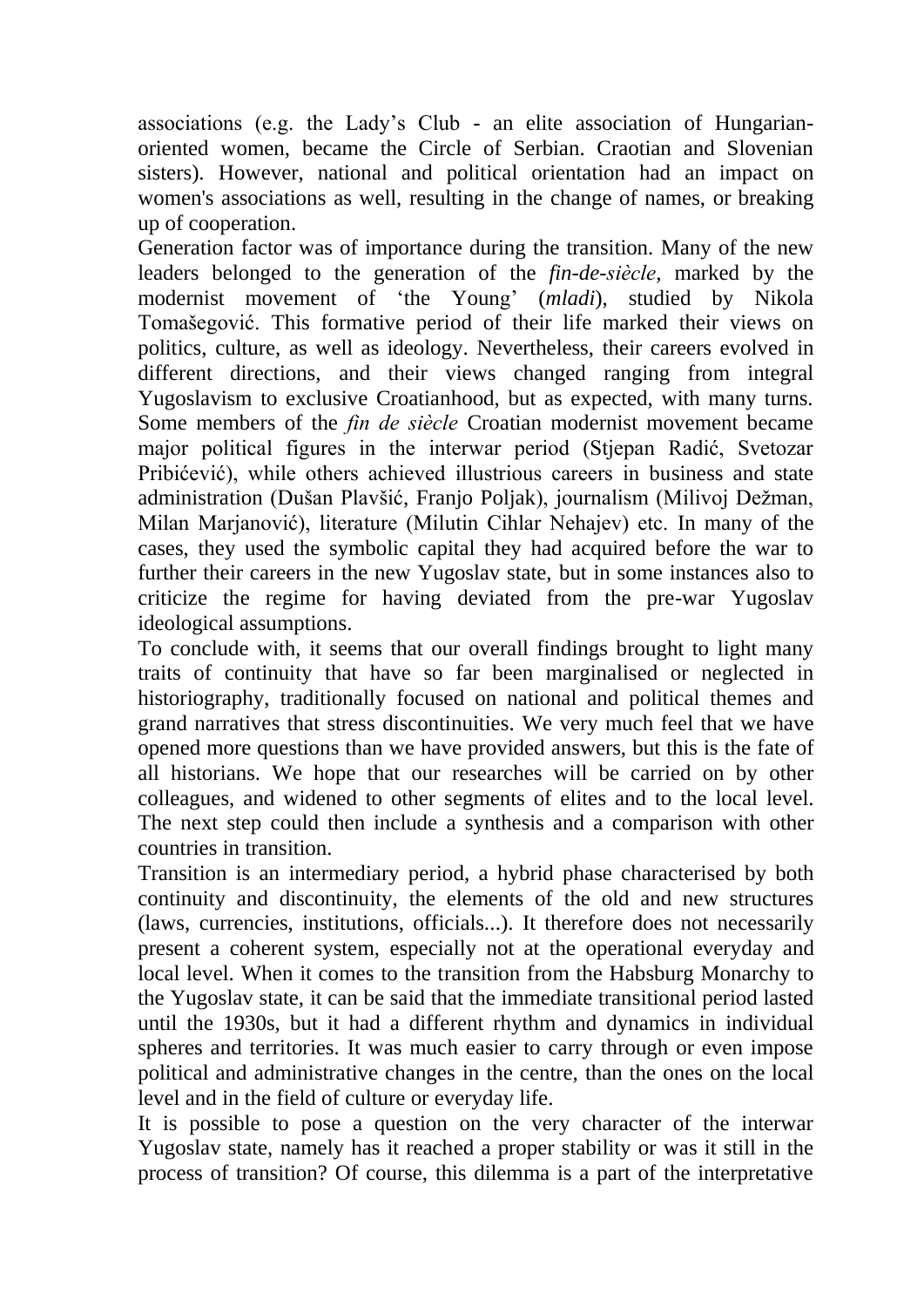associations (e.g. the Lady's Club - an elite association of Hungarian-oriented women, became the Circle of Serbian. Craotian and Slovenian sisters). However, national and political orientation had an impact on women's associations as well, resulting in the change of names, or breaking up of cooperation.

Generation factor was of importance during the transition. Many of the new leaders belonged to the generation of the *fin-de-siècle*, marked by the modernist movement of 'the Young' (*mladi*), studied by Nikola Tomašegović. This formative period of their life marked their views on politics, culture, as well as ideology. Nevertheless, their careers evolved in different directions, and their views changed ranging from integral Yugoslavism to exclusive Croatianhood, but as expected, with many turns. Some members of the *fin de siècle* Croatian modernist movement became major political figures in the interwar period (Stjepan Radić, Svetozar Pribićević), while others achieved illustrious careers in business and state administration (Dušan Plavšić, Franjo Poljak), journalism (Milivoj Dežman, Milan Marjanović), literature (Milutin Cihlar Nehajev) etc. In many of the cases, they used the symbolic capital they had acquired before the war to further their careers in the new Yugoslav state, but in some instances also to criticize the regime for having deviated from the pre-war Yugoslav ideological assumptions.

To conclude with, it seems that our overall findings brought to light many traits of continuity that have so far been marginalised or neglected in historiography, traditionally focused on national and political themes and grand narratives that stress discontinuities. We very much feel that we have opened more questions than we have provided answers, but this is the fate of all historians. We hope that our researches will be carried on by other colleagues, and widened to other segments of elites and to the local level. The next step could then include a synthesis and a comparison with other countries in transition.

Transition is an intermediary period, a hybrid phase characterised by both continuity and discontinuity, the elements of the old and new structures (laws, currencies, institutions, officials...). It therefore does not necessarily present a coherent system, especially not at the operational everyday and local level. When it comes to the transition from the Habsburg Monarchy to the Yugoslav state, it can be said that the immediate transitional period lasted until the 1930s, but it had a different rhythm and dynamics in individual spheres and territories. It was much easier to carry through or even impose political and administrative changes in the centre, than the ones on the local level and in the field of culture or everyday life.

It is possible to pose a question on the very character of the interwar Yugoslav state, namely has it reached a proper stability or was it still in the process of transition? Of course, this dilemma is a part of the interpretative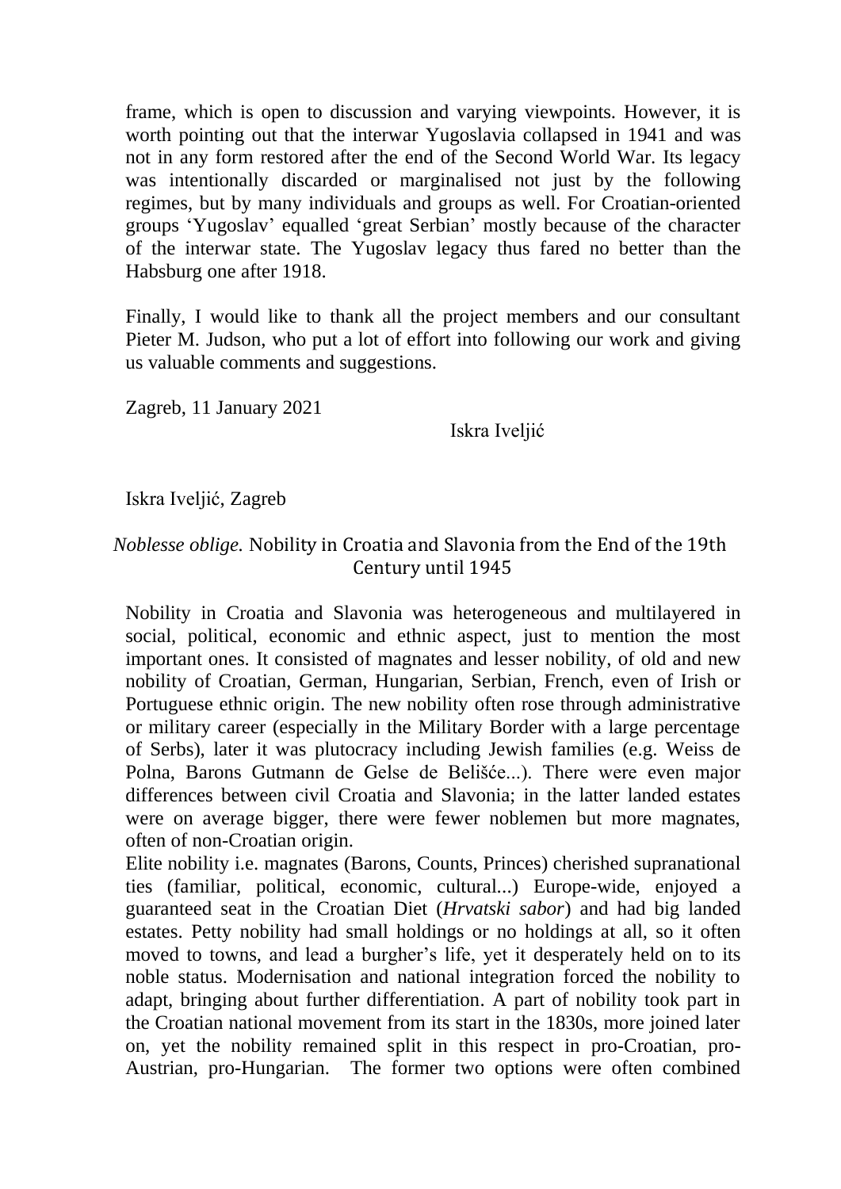frame, which is open to discussion and varying viewpoints. However, it is worth pointing out that the interwar Yugoslavia collapsed in 1941 and was not in any form restored after the end of the Second World War. Its legacy was intentionally discarded or marginalised not just by the following regimes, but by many individuals and groups as well. For Croatian-oriented groups 'Yugoslav' equalled 'great Serbian' mostly because of the character of the interwar state. The Yugoslav legacy thus fared no better than the Habsburg one after 1918.

Finally, I would like to thank all the project members and our consultant Pieter M. Judson, who put a lot of effort into following our work and giving us valuable comments and suggestions.

Zagreb, 11 January 2021

Iskra Iveljić

Iskra Iveljić, Zagreb

## *Noblesse oblige.* Nobility in Croatia and Slavonia from the End of the 19th Century until 1945

Nobility in Croatia and Slavonia was heterogeneous and multilayered in social, political, economic and ethnic aspect, just to mention the most important ones. It consisted of magnates and lesser nobility, of old and new nobility of Croatian, German, Hungarian, Serbian, French, even of Irish or Portuguese ethnic origin. The new nobility often rose through administrative or military career (especially in the Military Border with a large percentage of Serbs), later it was plutocracy including Jewish families (e.g. Weiss de Polna, Barons Gutmann de Gelse de Belišće...). There were even major differences between civil Croatia and Slavonia; in the latter landed estates were on average bigger, there were fewer noblemen but more magnates, often of non-Croatian origin.

Elite nobility i.e. magnates (Barons, Counts, Princes) cherished supranational ties (familiar, political, economic, cultural...) Europe-wide, enjoyed a guaranteed seat in the Croatian Diet (*Hrvatski sabor*) and had big landed estates. Petty nobility had small holdings or no holdings at all, so it often moved to towns, and lead a burgher's life, yet it desperately held on to its noble status. Modernisation and national integration forced the nobility to adapt, bringing about further differentiation. A part of nobility took part in the Croatian national movement from its start in the 1830s, more joined later on, yet the nobility remained split in this respect in pro-Croatian, pro-Austrian, pro-Hungarian. The former two options were often combined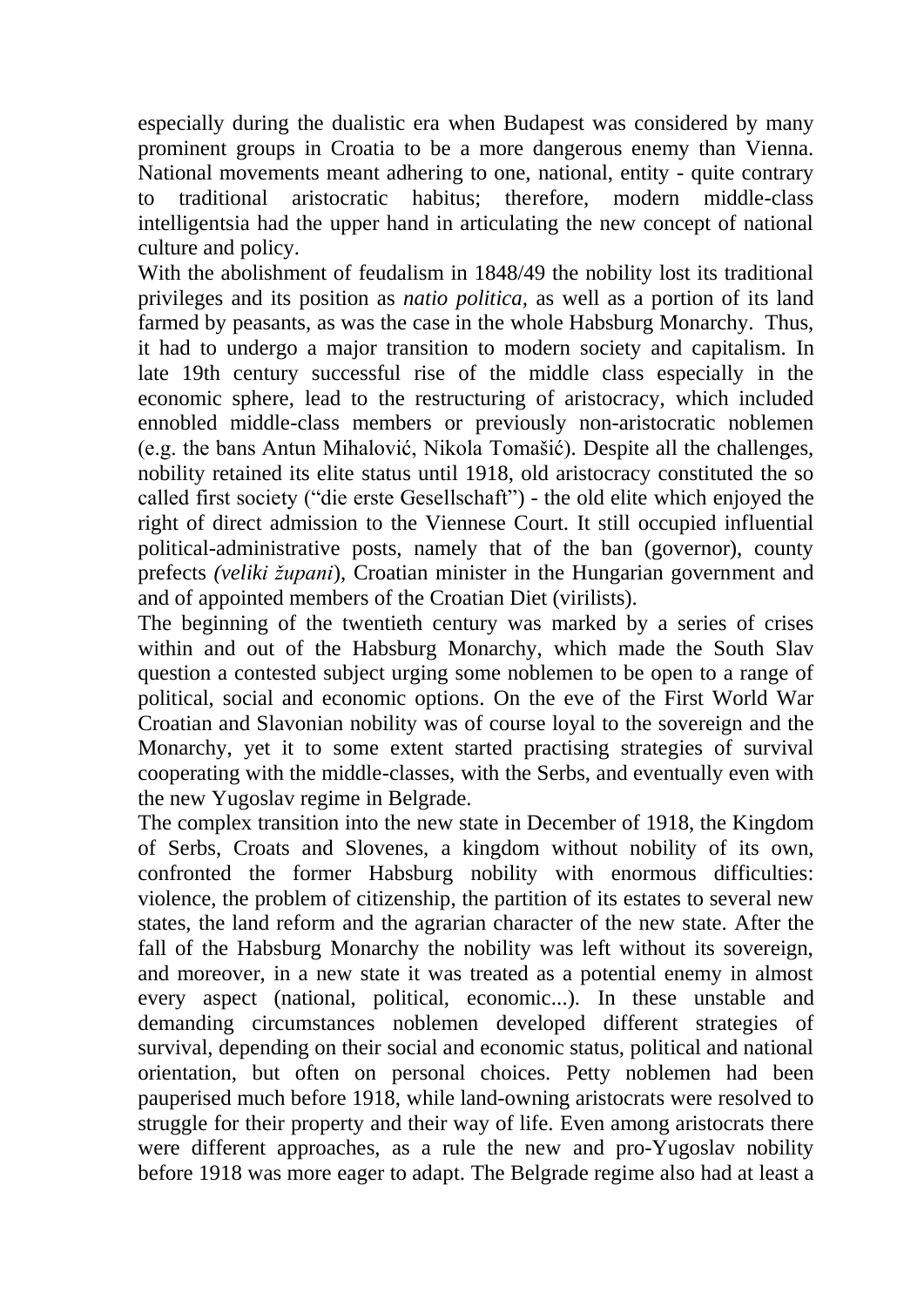especially during the dualistic era when Budapest was considered by many prominent groups in Croatia to be a more dangerous enemy than Vienna. National movements meant adhering to one, national, entity - quite contrary to traditional aristocratic habitus; therefore, modern middle-class intelligentsia had the upper hand in articulating the new concept of national culture and policy.

With the abolishment of feudalism in 1848/49 the nobility lost its traditional privileges and its position as *natio politica,* as well as a portion of its land farmed by peasants, as was the case in the whole Habsburg Monarchy. Thus, it had to undergo a major transition to modern society and capitalism. In late 19th century successful rise of the middle class especially in the economic sphere, lead to the restructuring of aristocracy, which included ennobled middle-class members or previously non-aristocratic noblemen (e.g. the bans Antun Mihalović, Nikola Tomašić). Despite all the challenges, nobility retained its elite status until 1918, old aristocracy constituted the so called first society ("die erste Gesellschaft") - the old elite which enjoyed the right of direct admission to the Viennese Court. It still occupied influential political-administrative posts, namely that of the ban (governor), county prefects *(veliki župani*), Croatian minister in the Hungarian government and and of appointed members of the Croatian Diet (virilists).

The beginning of the twentieth century was marked by a series of crises within and out of the Habsburg Monarchy, which made the South Slav question a contested subject urging some noblemen to be open to a range of political, social and economic options. On the eve of the First World War Croatian and Slavonian nobility was of course loyal to the sovereign and the Monarchy, yet it to some extent started practising strategies of survival cooperating with the middle-classes, with the Serbs, and eventually even with the new Yugoslav regime in Belgrade.

The complex transition into the new state in December of 1918, the Kingdom of Serbs, Croats and Slovenes, a kingdom without nobility of its own, confronted the former Habsburg nobility with enormous difficulties: violence, the problem of citizenship, the partition of its estates to several new states, the land reform and the agrarian character of the new state. After the fall of the Habsburg Monarchy the nobility was left without its sovereign, and moreover, in a new state it was treated as a potential enemy in almost every aspect (national, political, economic...). In these unstable and demanding circumstances noblemen developed different strategies of survival, depending on their social and economic status, political and national orientation, but often on personal choices. Petty noblemen had been pauperised much before 1918, while land-owning aristocrats were resolved to struggle for their property and their way of life. Even among aristocrats there were different approaches, as a rule the new and pro-Yugoslav nobility before 1918 was more eager to adapt. The Belgrade regime also had at least a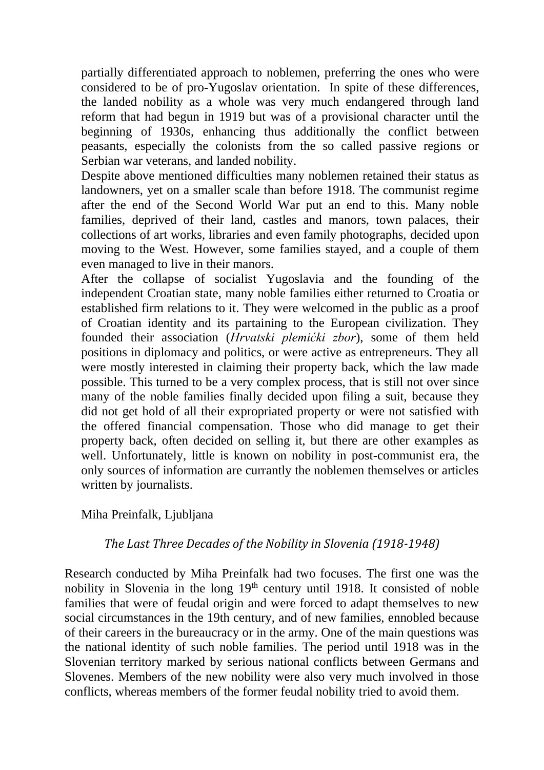partially differentiated approach to noblemen, preferring the ones who were considered to be of pro-Yugoslav orientation. In spite of these differences, the landed nobility as a whole was very much endangered through land reform that had begun in 1919 but was of a provisional character until the beginning of 1930s, enhancing thus additionally the conflict between peasants, especially the colonists from the so called passive regions or Serbian war veterans, and landed nobility.

Despite above mentioned difficulties many noblemen retained their status as landowners, yet on a smaller scale than before 1918. The communist regime after the end of the Second World War put an end to this. Many noble families, deprived of their land, castles and manors, town palaces, their collections of art works, libraries and even family photographs, decided upon moving to the West. However, some families stayed, and a couple of them even managed to live in their manors.

After the collapse of socialist Yugoslavia and the founding of the independent Croatian state, many noble families either returned to Croatia or established firm relations to it. They were welcomed in the public as a proof of Croatian identity and its partaining to the European civilization. They founded their association (*Hrvatski plemićki zbor*), some of them held positions in diplomacy and politics, or were active as entrepreneurs. They all were mostly interested in claiming their property back, which the law made possible. This turned to be a very complex process, that is still not over since many of the noble families finally decided upon filing a suit, because they did not get hold of all their expropriated property or were not satisfied with the offered financial compensation. Those who did manage to get their property back, often decided on selling it, but there are other examples as well. Unfortunately, little is known on nobility in post-communist era, the only sources of information are currantly the noblemen themselves or articles written by journalists.

Miha Preinfalk, Ljubljana

### *The Last Three Decades of the Nobility in Slovenia (1918-1948)*

Research conducted by Miha Preinfalk had two focuses. The first one was the nobility in Slovenia in the long 19th century until 1918. It consisted of noble families that were of feudal origin and were forced to adapt themselves to new social circumstances in the 19th century, and of new families, ennobled because of their careers in the bureaucracy or in the army. One of the main questions was the national identity of such noble families. The period until 1918 was in the Slovenian territory marked by serious national conflicts between Germans and Slovenes. Members of the new nobility were also very much involved in those conflicts, whereas members of the former feudal nobility tried to avoid them.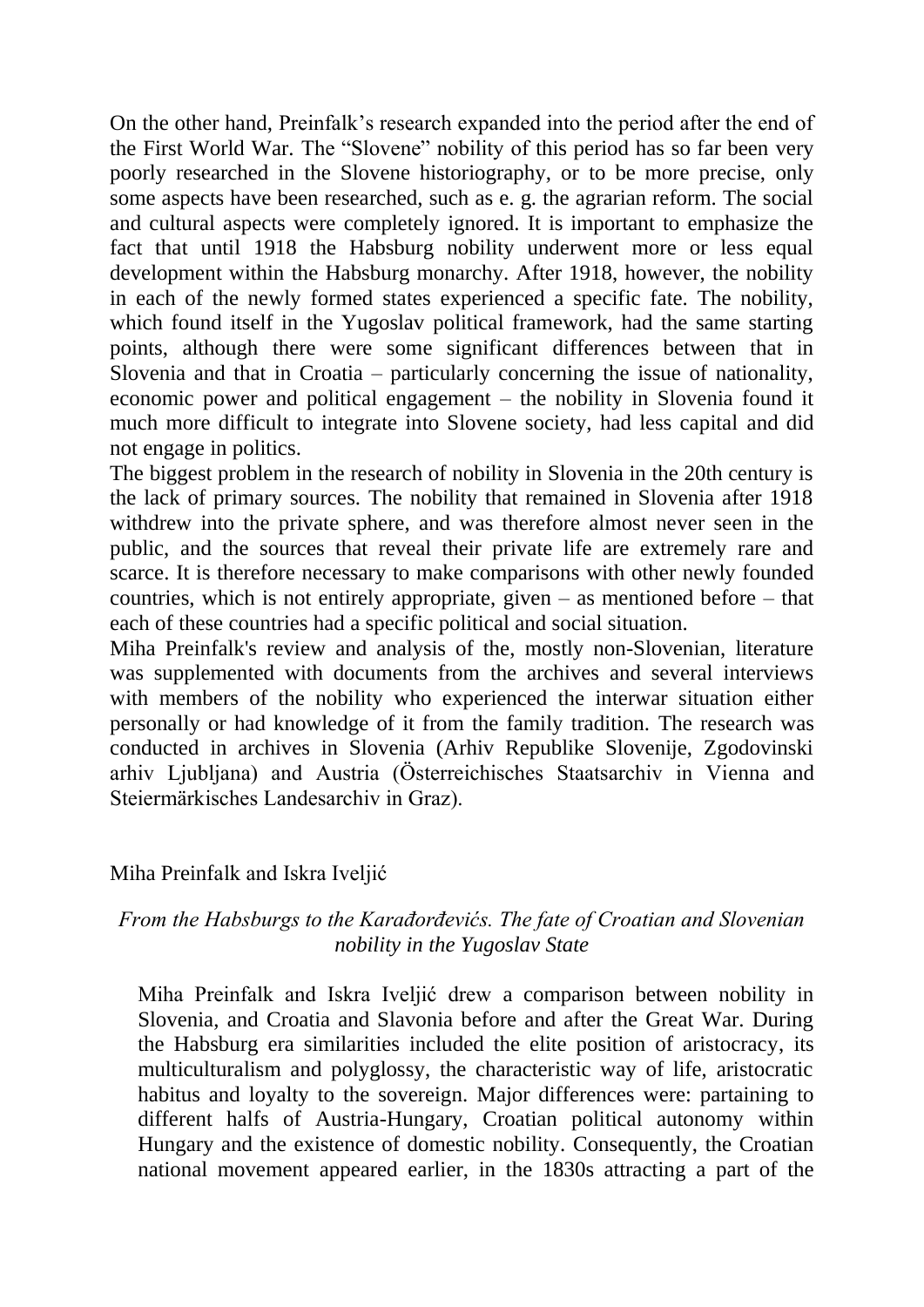On the other hand, Preinfalk’s research expanded into the period after the end of the First World War. The “Slovene” nobility of this period has so far been very poorly researched in the Slovene historiography, or to be more precise, only some aspects have been researched, such as e. g. the agrarian reform. The social and cultural aspects were completely ignored. It is important to emphasize the fact that until 1918 the Habsburg nobility underwent more or less equal development within the Habsburg monarchy. After 1918, however, the nobility in each of the newly formed states experienced a specific fate. The nobility, which found itself in the Yugoslav political framework, had the same starting points, although there were some significant differences between that in Slovenia and that in Croatia – particularly concerning the issue of nationality, economic power and political engagement – the nobility in Slovenia found it much more difficult to integrate into Slovene society, had less capital and did not engage in politics.

The biggest problem in the research of nobility in Slovenia in the 20th century is the lack of primary sources. The nobility that remained in Slovenia after 1918 withdrew into the private sphere, and was therefore almost never seen in the public, and the sources that reveal their private life are extremely rare and scarce. It is therefore necessary to make comparisons with other newly founded countries, which is not entirely appropriate, given – as mentioned before – that each of these countries had a specific political and social situation.

Miha Preinfalk's review and analysis of the, mostly non-Slovenian, literature was supplemented with documents from the archives and several interviews with members of the nobility who experienced the interwar situation either personally or had knowledge of it from the family tradition. The research was conducted in archives in Slovenia (Arhiv Republike Slovenije, Zgodovinski arhiv Ljubljana) and Austria (Österreichisches Staatsarchiv in Vienna and Steiermärkisches Landesarchiv in Graz).

Miha Preinfalk and Iskra Iveljić

*From the Habsburgs to the Karađorđevićs. The fate of Croatian and Slovenian nobility in the Yugoslav State*

Miha Preinfalk and Iskra Iveljić drew a comparison between nobility in Slovenia, and Croatia and Slavonia before and after the Great War. During the Habsburg era similarities included the elite position of aristocracy, its multiculturalism and polyglossy, the characteristic way of life, aristocratic habitus and loyalty to the sovereign. Major differences were: partaining to different halfs of Austria-Hungary, Croatian political autonomy within Hungary and the existence of domestic nobility. Consequently, the Croatian national movement appeared earlier, in the 1830s attracting a part of the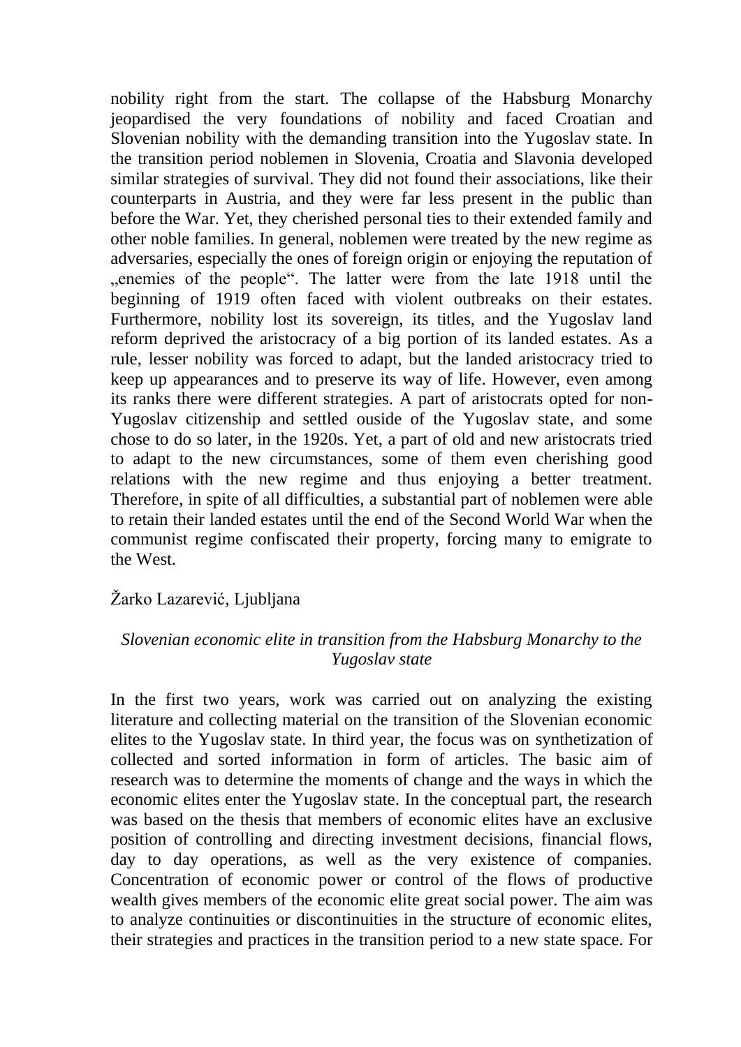nobility right from the start. The collapse of the Habsburg Monarchy jeopardised the very foundations of nobility and faced Croatian and Slovenian nobility with the demanding transition into the Yugoslav state. In the transition period noblemen in Slovenia, Croatia and Slavonia developed similar strategies of survival. They did not found their associations, like their counterparts in Austria, and they were far less present in the public than before the War. Yet, they cherished personal ties to their extended family and other noble families. In general, noblemen were treated by the new regime as adversaries, especially the ones of foreign origin or enjoying the reputation of „enemies of the people". The latter were from the late 1918 until the beginning of 1919 often faced with violent outbreaks on their estates. Furthermore, nobility lost its sovereign, its titles, and the Yugoslav land reform deprived the aristocracy of a big portion of its landed estates. As a rule, lesser nobility was forced to adapt, but the landed aristocracy tried to keep up appearances and to preserve its way of life. However, even among its ranks there were different strategies. A part of aristocrats opted for non-Yugoslav citizenship and settled ouside of the Yugoslav state, and some chose to do so later, in the 1920s. Yet, a part of old and new aristocrats tried to adapt to the new circumstances, some of them even cherishing good relations with the new regime and thus enjoying a better treatment. Therefore, in spite of all difficulties, a substantial part of noblemen were able to retain their landed estates until the end of the Second World War when the communist regime confiscated their property, forcing many to emigrate to the West.

Žarko Lazarević, Ljubljana

*Slovenian economic elite in transition from the Habsburg Monarchy to the Yugoslav state*

In the first two years, work was carried out on analyzing the existing literature and collecting material on the transition of the Slovenian economic elites to the Yugoslav state. In third year, the focus was on synthetization of collected and sorted information in form of articles. The basic aim of research was to determine the moments of change and the ways in which the economic elites enter the Yugoslav state. In the conceptual part, the research was based on the thesis that members of economic elites have an exclusive position of controlling and directing investment decisions, financial flows, day to day operations, as well as the very existence of companies. Concentration of economic power or control of the flows of productive wealth gives members of the economic elite great social power. The aim was to analyze continuities or discontinuities in the structure of economic elites, their strategies and practices in the transition period to a new state space. For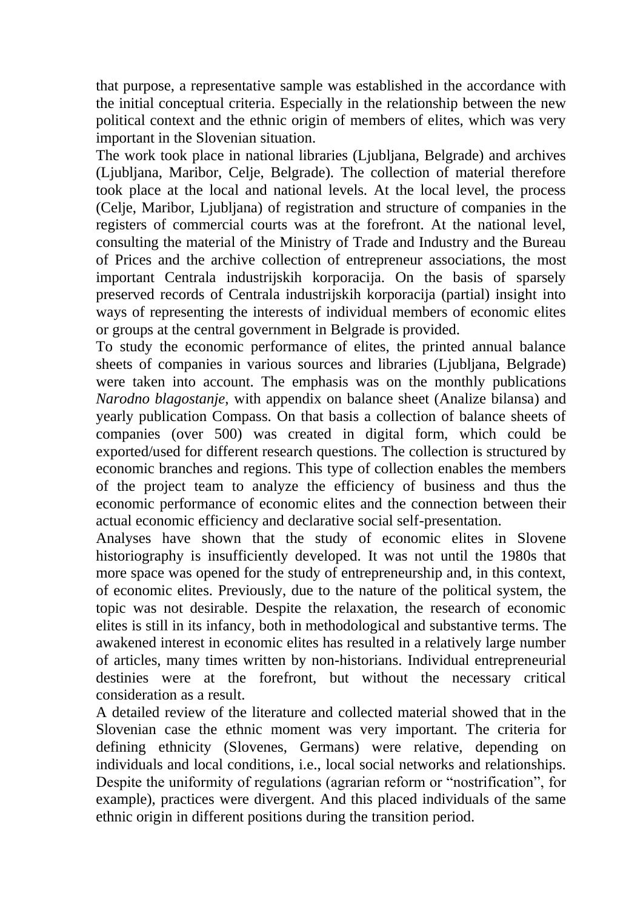that purpose, a representative sample was established in the accordance with the initial conceptual criteria. Especially in the relationship between the new political context and the ethnic origin of members of elites, which was very important in the Slovenian situation.

The work took place in national libraries (Ljubljana, Belgrade) and archives (Ljubljana, Maribor, Celje, Belgrade). The collection of material therefore took place at the local and national levels. At the local level, the process (Celje, Maribor, Ljubljana) of registration and structure of companies in the registers of commercial courts was at the forefront. At the national level, consulting the material of the Ministry of Trade and Industry and the Bureau of Prices and the archive collection of entrepreneur associations, the most important Centrala industrijskih korporacija. On the basis of sparsely preserved records of Centrala industrijskih korporacija (partial) insight into ways of representing the interests of individual members of economic elites or groups at the central government in Belgrade is provided.

To study the economic performance of elites, the printed annual balance sheets of companies in various sources and libraries (Ljubljana, Belgrade) were taken into account. The emphasis was on the monthly publications *Narodno blagostanje*, with appendix on balance sheet (Analize bilansa) and yearly publication Compass. On that basis a collection of balance sheets of companies (over 500) was created in digital form, which could be exported/used for different research questions. The collection is structured by economic branches and regions. This type of collection enables the members of the project team to analyze the efficiency of business and thus the economic performance of economic elites and the connection between their actual economic efficiency and declarative social self-presentation.

Analyses have shown that the study of economic elites in Slovene historiography is insufficiently developed. It was not until the 1980s that more space was opened for the study of entrepreneurship and, in this context, of economic elites. Previously, due to the nature of the political system, the topic was not desirable. Despite the relaxation, the research of economic elites is still in its infancy, both in methodological and substantive terms. The awakened interest in economic elites has resulted in a relatively large number of articles, many times written by non-historians. Individual entrepreneurial destinies were at the forefront, but without the necessary critical consideration as a result.

A detailed review of the literature and collected material showed that in the Slovenian case the ethnic moment was very important. The criteria for defining ethnicity (Slovenes, Germans) were relative, depending on individuals and local conditions, i.e., local social networks and relationships. Despite the uniformity of regulations (agrarian reform or "nostrification", for example), practices were divergent. And this placed individuals of the same ethnic origin in different positions during the transition period.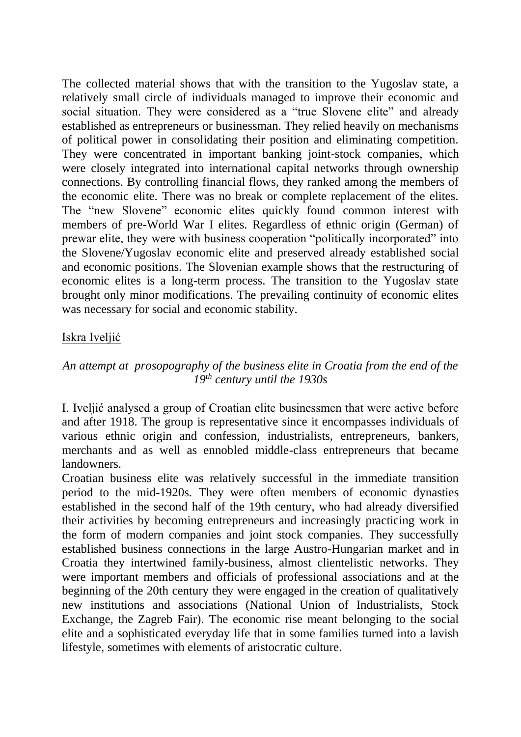The collected material shows that with the transition to the Yugoslav state, a relatively small circle of individuals managed to improve their economic and social situation. They were considered as a "true Slovene elite" and already established as entrepreneurs or businessman. They relied heavily on mechanisms of political power in consolidating their position and eliminating competition. They were concentrated in important banking joint-stock companies, which were closely integrated into international capital networks through ownership connections. By controlling financial flows, they ranked among the members of the economic elite. There was no break or complete replacement of the elites. The "new Slovene" economic elites quickly found common interest with members of pre-World War I elites. Regardless of ethnic origin (German) of prewar elite, they were with business cooperation "politically incorporated" into the Slovene/Yugoslav economic elite and preserved already established social and economic positions. The Slovenian example shows that the restructuring of economic elites is a long-term process. The transition to the Yugoslav state brought only minor modifications. The prevailing continuity of economic elites was necessary for social and economic stability.

Iskra Iveljić

*An attempt at prosopography of the business elite in Croatia from the end of the 19th century until the 1930s*

I. Iveljić analysed a group of Croatian elite businessmen that were active before and after 1918. The group is representative since it encompasses individuals of various ethnic origin and confession, industrialists, entrepreneurs, bankers, merchants and as well as ennobled middle-class entrepreneurs that became landowners.

Croatian business elite was relatively successful in the immediate transition period to the mid-1920s. They were often members of economic dynasties established in the second half of the 19th century, who had already diversified their activities by becoming entrepreneurs and increasingly practicing work in the form of modern companies and joint stock companies. They successfully established business connections in the large Austro-Hungarian market and in Croatia they intertwined family-business, almost clientelistic networks. They were important members and officials of professional associations and at the beginning of the 20th century they were engaged in the creation of qualitatively new institutions and associations (National Union of Industrialists, Stock Exchange, the Zagreb Fair). The economic rise meant belonging to the social elite and a sophisticated everyday life that in some families turned into a lavish lifestyle, sometimes with elements of aristocratic culture.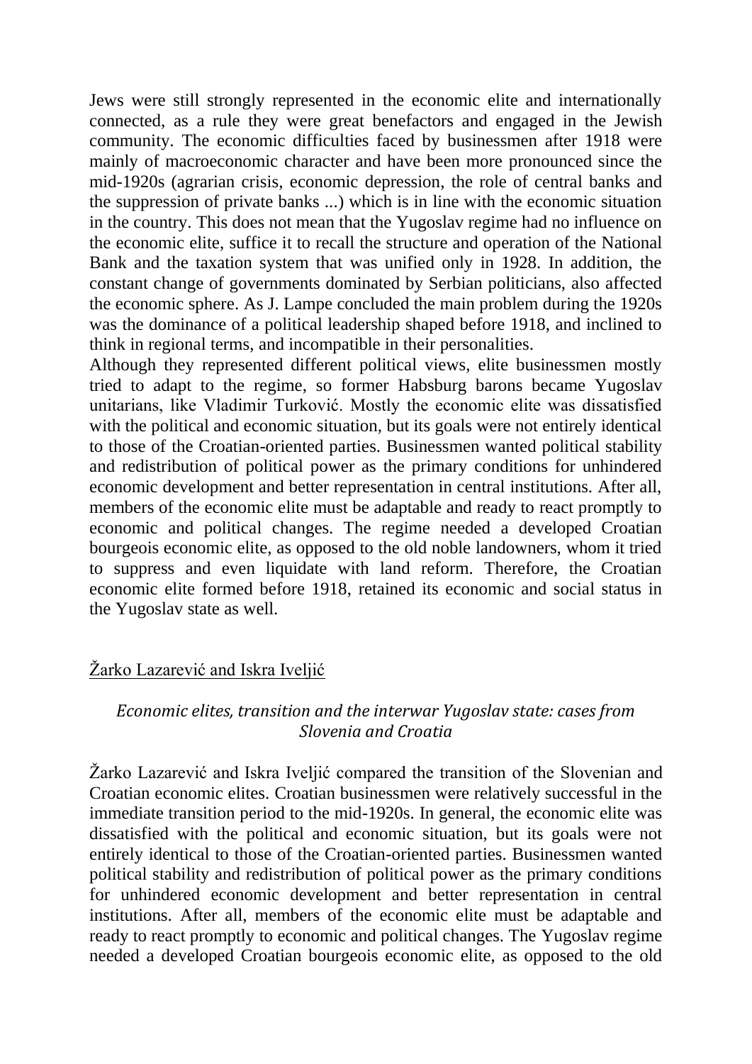Jews were still strongly represented in the economic elite and internationally connected, as a rule they were great benefactors and engaged in the Jewish community. The economic difficulties faced by businessmen after 1918 were mainly of macroeconomic character and have been more pronounced since the mid-1920s (agrarian crisis, economic depression, the role of central banks and the suppression of private banks ...) which is in line with the economic situation in the country. This does not mean that the Yugoslav regime had no influence on the economic elite, suffice it to recall the structure and operation of the National Bank and the taxation system that was unified only in 1928. In addition, the constant change of governments dominated by Serbian politicians, also affected the economic sphere. As J. Lampe concluded the main problem during the 1920s was the dominance of a political leadership shaped before 1918, and inclined to think in regional terms, and incompatible in their personalities.

Although they represented different political views, elite businessmen mostly tried to adapt to the regime, so former Habsburg barons became Yugoslav unitarians, like Vladimir Turković. Mostly the economic elite was dissatisfied with the political and economic situation, but its goals were not entirely identical to those of the Croatian-oriented parties. Businessmen wanted political stability and redistribution of political power as the primary conditions for unhindered economic development and better representation in central institutions. After all, members of the economic elite must be adaptable and ready to react promptly to economic and political changes. The regime needed a developed Croatian bourgeois economic elite, as opposed to the old noble landowners, whom it tried to suppress and even liquidate with land reform. Therefore, the Croatian economic elite formed before 1918, retained its economic and social status in the Yugoslav state as well.

Žarko Lazarević and Iskra Iveljić

*Economic elites, transition and the interwar Yugoslav state: cases from Slovenia and Croatia*

Žarko Lazarević and Iskra Iveljić compared the transition of the Slovenian and Croatian economic elites. Croatian businessmen were relatively successful in the immediate transition period to the mid-1920s. In general, the economic elite was dissatisfied with the political and economic situation, but its goals were not entirely identical to those of the Croatian-oriented parties. Businessmen wanted political stability and redistribution of political power as the primary conditions for unhindered economic development and better representation in central institutions. After all, members of the economic elite must be adaptable and ready to react promptly to economic and political changes. The Yugoslav regime needed a developed Croatian bourgeois economic elite, as opposed to the old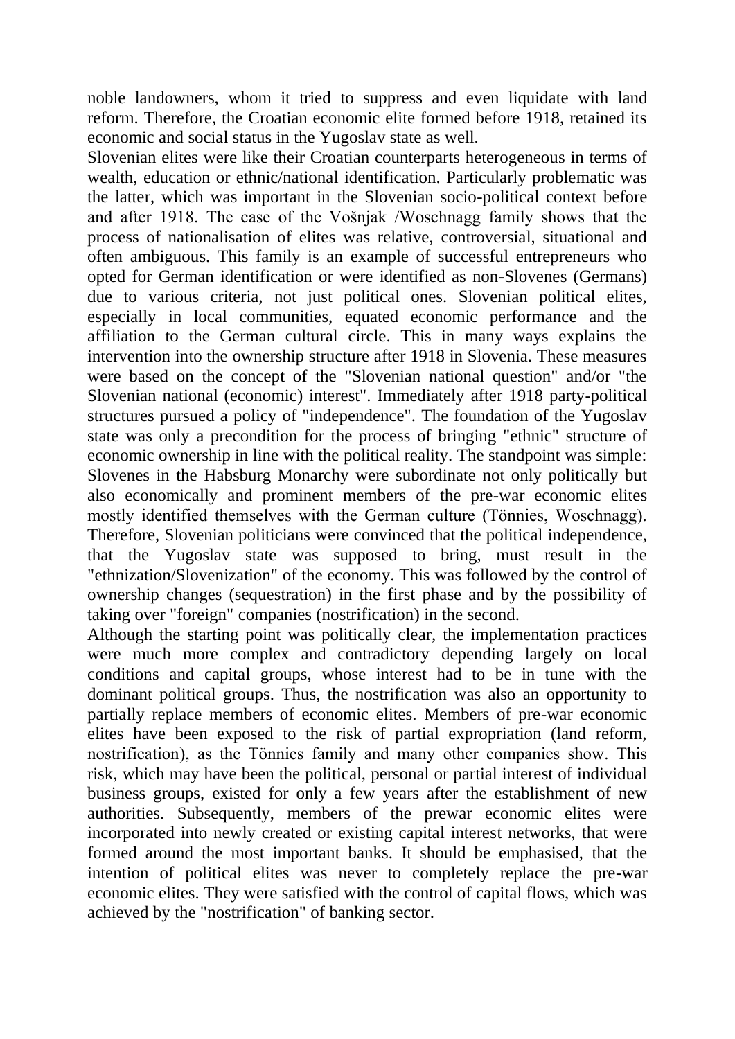noble landowners, whom it tried to suppress and even liquidate with land reform. Therefore, the Croatian economic elite formed before 1918, retained its economic and social status in the Yugoslav state as well.

Slovenian elites were like their Croatian counterparts heterogeneous in terms of wealth, education or ethnic/national identification. Particularly problematic was the latter, which was important in the Slovenian socio-political context before and after 1918. The case of the Vošnjak /Woschnagg family shows that the process of nationalisation of elites was relative, controversial, situational and often ambiguous. This family is an example of successful entrepreneurs who opted for German identification or were identified as non-Slovenes (Germans) due to various criteria, not just political ones. Slovenian political elites, especially in local communities, equated economic performance and the affiliation to the German cultural circle. This in many ways explains the intervention into the ownership structure after 1918 in Slovenia. These measures were based on the concept of the "Slovenian national question" and/or "the Slovenian national (economic) interest". Immediately after 1918 party-political structures pursued a policy of "independence". The foundation of the Yugoslav state was only a precondition for the process of bringing "ethnic" structure of economic ownership in line with the political reality. The standpoint was simple: Slovenes in the Habsburg Monarchy were subordinate not only politically but also economically and prominent members of the pre-war economic elites mostly identified themselves with the German culture (Tönnies, Woschnagg). Therefore, Slovenian politicians were convinced that the political independence, that the Yugoslav state was supposed to bring, must result in the "ethnization/Slovenization" of the economy. This was followed by the control of ownership changes (sequestration) in the first phase and by the possibility of taking over "foreign" companies (nostrification) in the second.

Although the starting point was politically clear, the implementation practices were much more complex and contradictory depending largely on local conditions and capital groups, whose interest had to be in tune with the dominant political groups. Thus, the nostrification was also an opportunity to partially replace members of economic elites. Members of pre-war economic elites have been exposed to the risk of partial expropriation (land reform, nostrification), as the Tönnies family and many other companies show. This risk, which may have been the political, personal or partial interest of individual business groups, existed for only a few years after the establishment of new authorities. Subsequently, members of the prewar economic elites were incorporated into newly created or existing capital interest networks, that were formed around the most important banks. It should be emphasised, that the intention of political elites was never to completely replace the pre-war economic elites. They were satisfied with the control of capital flows, which was achieved by the "nostrification" of banking sector.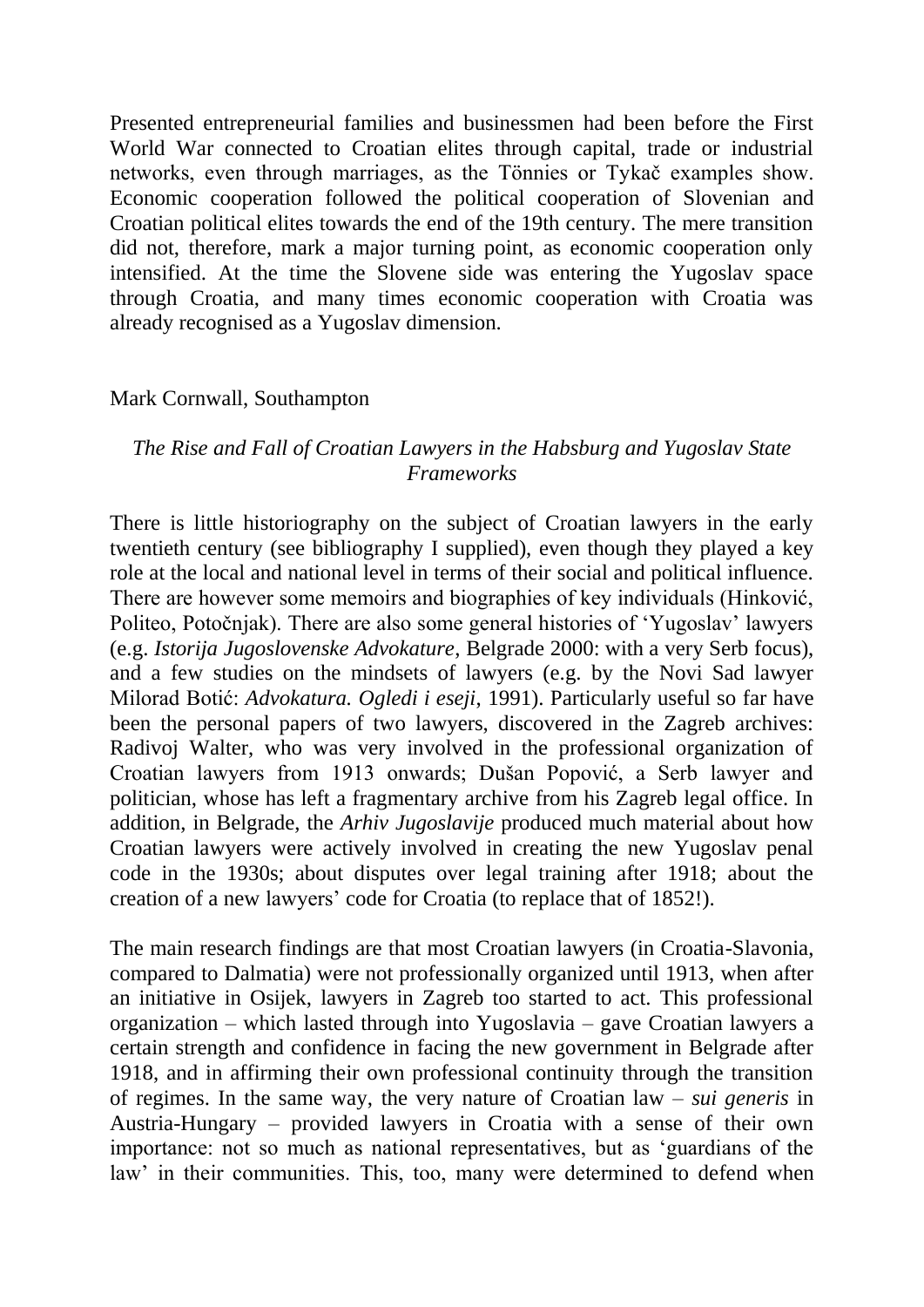Presented entrepreneurial families and businessmen had been before the First World War connected to Croatian elites through capital, trade or industrial networks, even through marriages, as the Tönnies or Tykač examples show. Economic cooperation followed the political cooperation of Slovenian and Croatian political elites towards the end of the 19th century. The mere transition did not, therefore, mark a major turning point, as economic cooperation only intensified. At the time the Slovene side was entering the Yugoslav space through Croatia, and many times economic cooperation with Croatia was already recognised as a Yugoslav dimension.

Mark Cornwall, Southampton

*The Rise and Fall of Croatian Lawyers in the Habsburg and Yugoslav State Frameworks*

There is little historiography on the subject of Croatian lawyers in the early twentieth century (see bibliography I supplied), even though they played a key role at the local and national level in terms of their social and political influence. There are however some memoirs and biographies of key individuals (Hinković, Politeo, Potočnjak). There are also some general histories of 'Yugoslav' lawyers (e.g. *Istorija Jugoslovenske Advokature*, Belgrade 2000: with a very Serb focus), and a few studies on the mindsets of lawyers (e.g. by the Novi Sad lawyer Milorad Botić: *Advokatura. Ogledi i eseji*, 1991). Particularly useful so far have been the personal papers of two lawyers, discovered in the Zagreb archives: Radivoj Walter, who was very involved in the professional organization of Croatian lawyers from 1913 onwards; Dušan Popović, a Serb lawyer and politician, whose has left a fragmentary archive from his Zagreb legal office. In addition, in Belgrade, the *Arhiv Jugoslavije* produced much material about how Croatian lawyers were actively involved in creating the new Yugoslav penal code in the 1930s; about disputes over legal training after 1918; about the creation of a new lawyers' code for Croatia (to replace that of 1852!).

The main research findings are that most Croatian lawyers (in Croatia-Slavonia, compared to Dalmatia) were not professionally organized until 1913, when after an initiative in Osijek, lawyers in Zagreb too started to act. This professional organization – which lasted through into Yugoslavia – gave Croatian lawyers a certain strength and confidence in facing the new government in Belgrade after 1918, and in affirming their own professional continuity through the transition of regimes. In the same way, the very nature of Croatian law – *sui generis* in Austria-Hungary – provided lawyers in Croatia with a sense of their own importance: not so much as national representatives, but as 'guardians of the law' in their communities. This, too, many were determined to defend when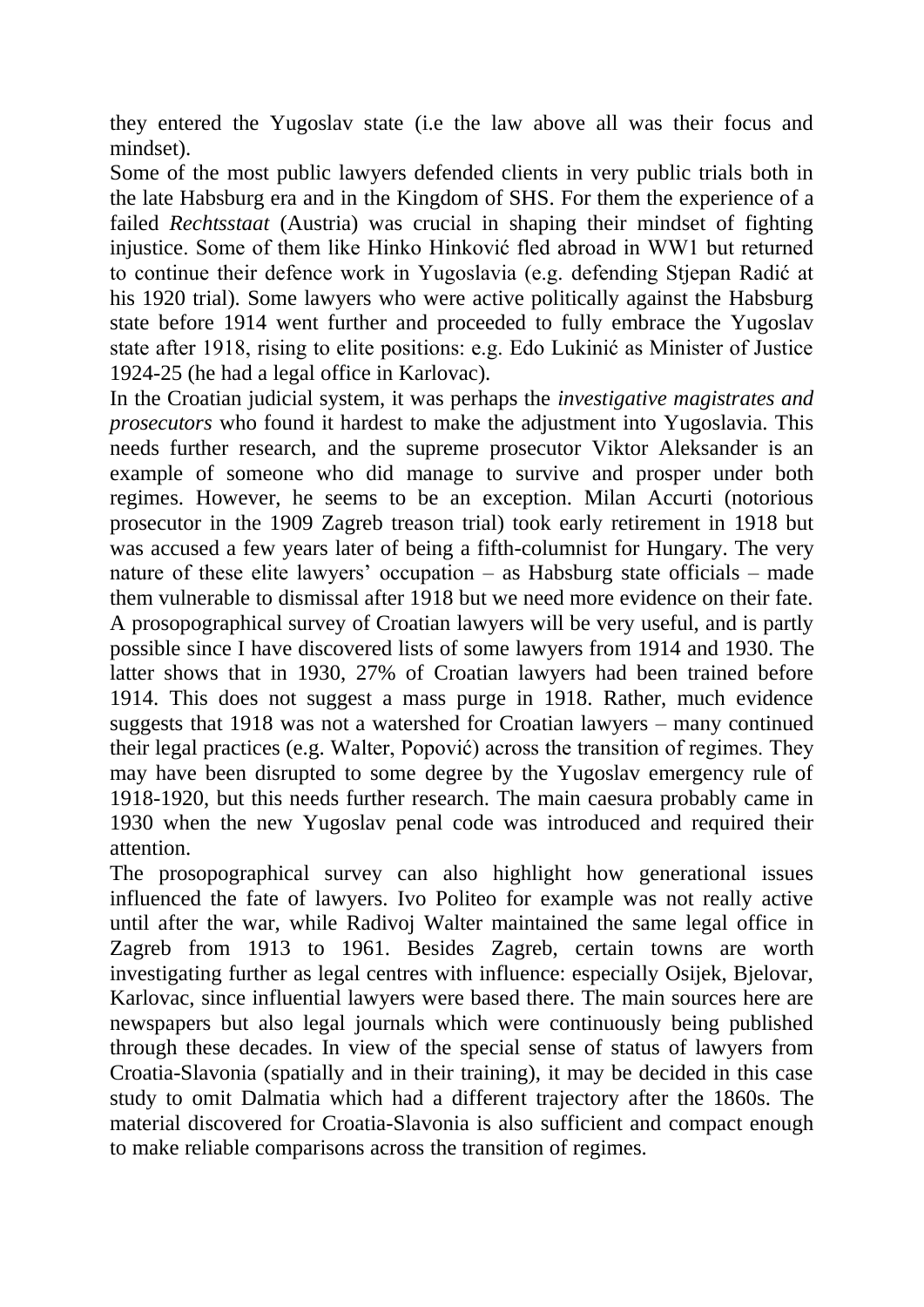they entered the Yugoslav state (i.e the law above all was their focus and mindset).

Some of the most public lawyers defended clients in very public trials both in the late Habsburg era and in the Kingdom of SHS. For them the experience of a failed *Rechtsstaat* (Austria) was crucial in shaping their mindset of fighting injustice. Some of them like Hinko Hinković fled abroad in WW1 but returned to continue their defence work in Yugoslavia (e.g. defending Stjepan Radić at his 1920 trial). Some lawyers who were active politically against the Habsburg state before 1914 went further and proceeded to fully embrace the Yugoslav state after 1918, rising to elite positions: e.g. Edo Lukinić as Minister of Justice 1924-25 (he had a legal office in Karlovac).

In the Croatian judicial system, it was perhaps the *investigative magistrates and prosecutors* who found it hardest to make the adjustment into Yugoslavia. This needs further research, and the supreme prosecutor Viktor Aleksander is an example of someone who did manage to survive and prosper under both regimes. However, he seems to be an exception. Milan Accurti (notorious prosecutor in the 1909 Zagreb treason trial) took early retirement in 1918 but was accused a few years later of being a fifth-columnist for Hungary. The very nature of these elite lawyers' occupation – as Habsburg state officials – made them vulnerable to dismissal after 1918 but we need more evidence on their fate. A prosopographical survey of Croatian lawyers will be very useful, and is partly possible since I have discovered lists of some lawyers from 1914 and 1930. The latter shows that in 1930, 27% of Croatian lawyers had been trained before 1914. This does not suggest a mass purge in 1918. Rather, much evidence suggests that 1918 was not a watershed for Croatian lawyers – many continued their legal practices (e.g. Walter, Popović) across the transition of regimes. They may have been disrupted to some degree by the Yugoslav emergency rule of 1918-1920, but this needs further research. The main caesura probably came in 1930 when the new Yugoslav penal code was introduced and required their attention.

The prosopographical survey can also highlight how generational issues influenced the fate of lawyers. Ivo Politeo for example was not really active until after the war, while Radivoj Walter maintained the same legal office in Zagreb from 1913 to 1961. Besides Zagreb, certain towns are worth investigating further as legal centres with influence: especially Osijek, Bjelovar, Karlovac, since influential lawyers were based there. The main sources here are newspapers but also legal journals which were continuously being published through these decades. In view of the special sense of status of lawyers from Croatia-Slavonia (spatially and in their training), it may be decided in this case study to omit Dalmatia which had a different trajectory after the 1860s. The material discovered for Croatia-Slavonia is also sufficient and compact enough to make reliable comparisons across the transition of regimes.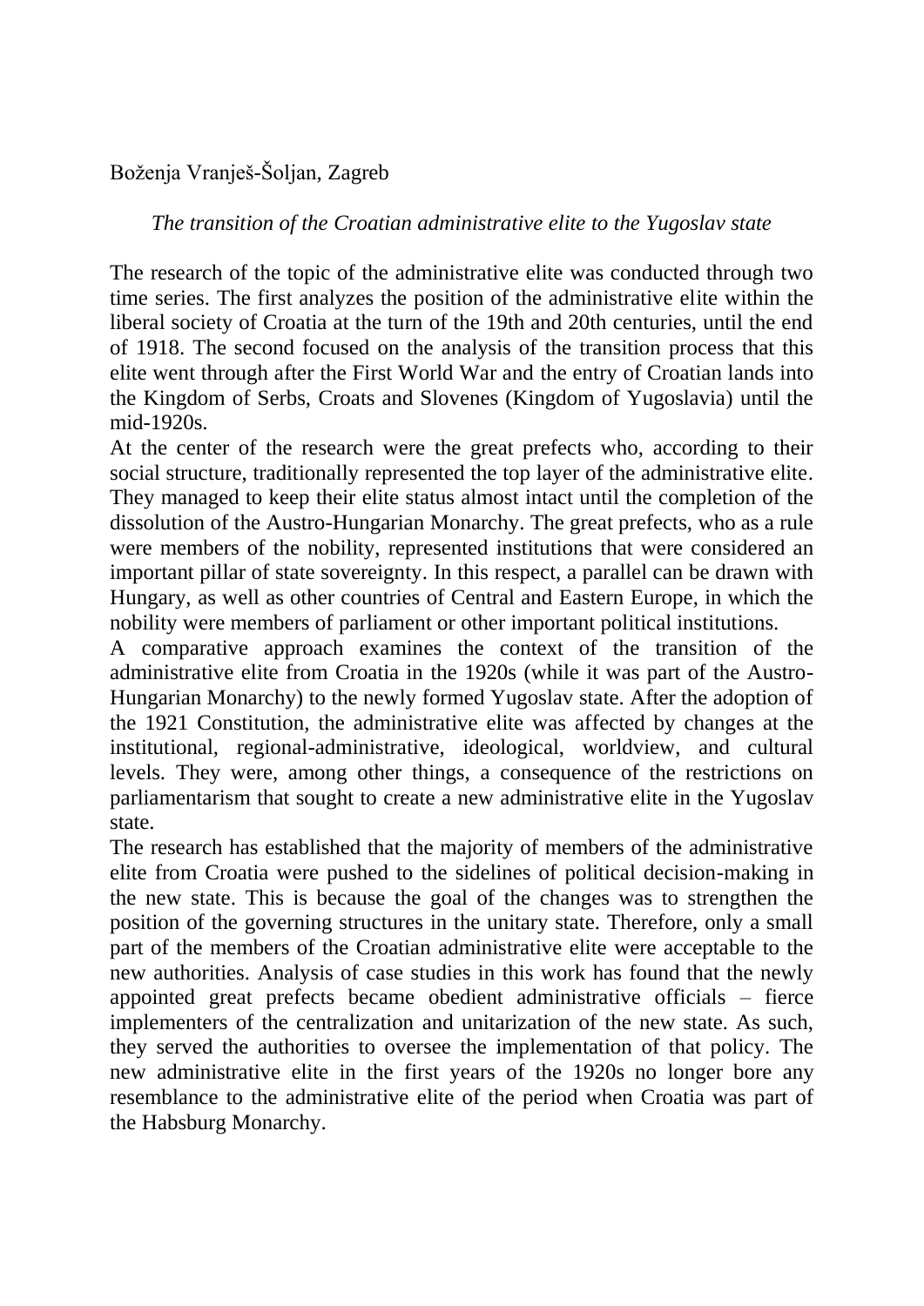Boženja Vranješ-Šoljan, Zagreb

*The transition of the Croatian administrative elite to the Yugoslav state*

The research of the topic of the administrative elite was conducted through two time series. The first analyzes the position of the administrative elite within the liberal society of Croatia at the turn of the 19th and 20th centuries, until the end of 1918. The second focused on the analysis of the transition process that this elite went through after the First World War and the entry of Croatian lands into the Kingdom of Serbs, Croats and Slovenes (Kingdom of Yugoslavia) until the mid-1920s.

At the center of the research were the great prefects who, according to their social structure, traditionally represented the top layer of the administrative elite. They managed to keep their elite status almost intact until the completion of the dissolution of the Austro-Hungarian Monarchy. The great prefects, who as a rule were members of the nobility, represented institutions that were considered an important pillar of state sovereignty. In this respect, a parallel can be drawn with Hungary, as well as other countries of Central and Eastern Europe, in which the nobility were members of parliament or other important political institutions.

A comparative approach examines the context of the transition of the administrative elite from Croatia in the 1920s (while it was part of the Austro-Hungarian Monarchy) to the newly formed Yugoslav state. After the adoption of the 1921 Constitution, the administrative elite was affected by changes at the institutional, regional-administrative, ideological, worldview, and cultural levels. They were, among other things, a consequence of the restrictions on parliamentarism that sought to create a new administrative elite in the Yugoslav state.

The research has established that the majority of members of the administrative elite from Croatia were pushed to the sidelines of political decision-making in the new state. This is because the goal of the changes was to strengthen the position of the governing structures in the unitary state. Therefore, only a small part of the members of the Croatian administrative elite were acceptable to the new authorities. Analysis of case studies in this work has found that the newly appointed great prefects became obedient administrative officials – fierce implementers of the centralization and unitarization of the new state. As such, they served the authorities to oversee the implementation of that policy. The new administrative elite in the first years of the 1920s no longer bore any resemblance to the administrative elite of the period when Croatia was part of the Habsburg Monarchy.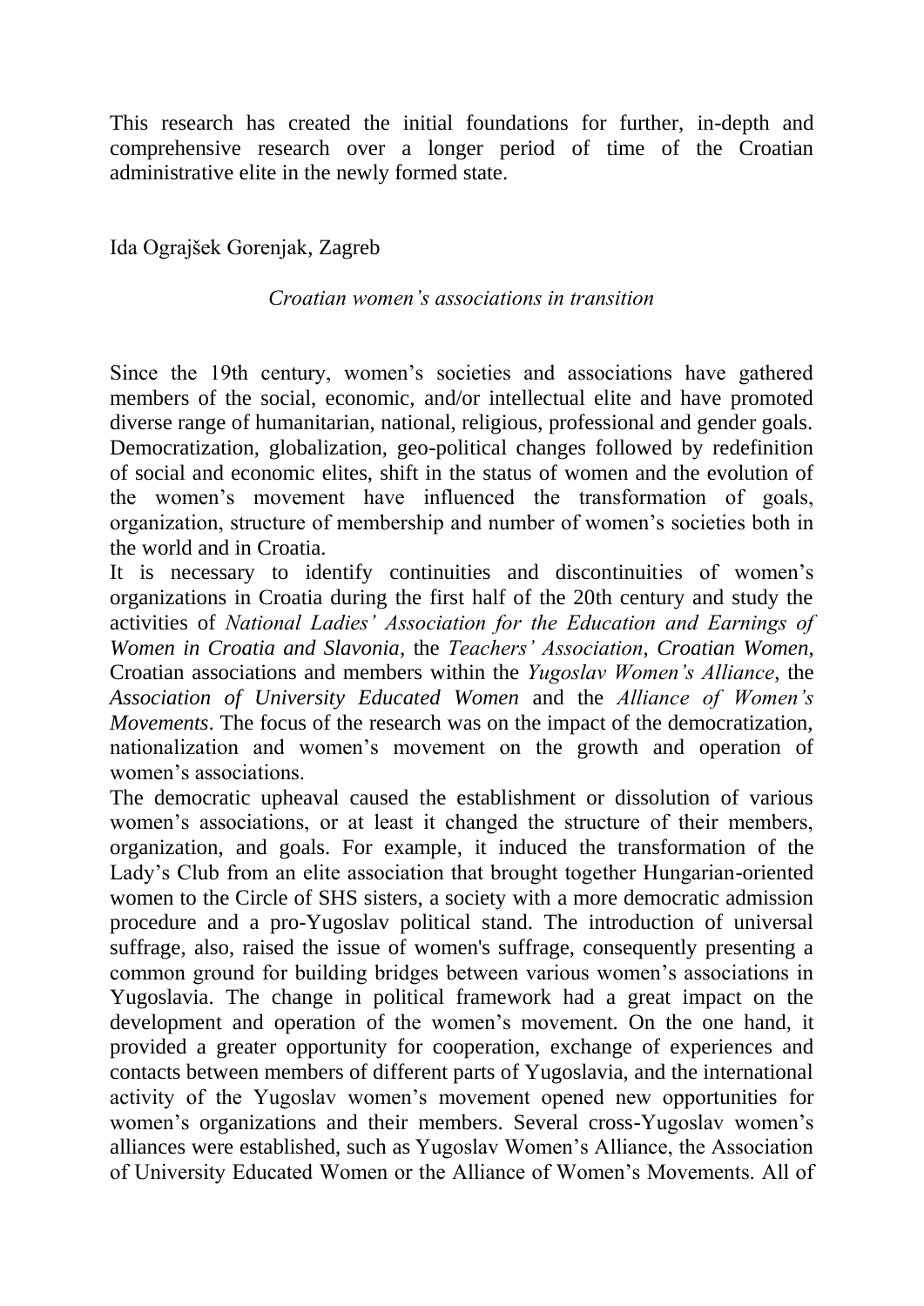This research has created the initial foundations for further, in-depth and comprehensive research over a longer period of time of the Croatian administrative elite in the newly formed state.

Ida Ograjšek Gorenjak, Zagreb

*Croatian women's associations in transition*

Since the 19th century, women's societies and associations have gathered members of the social, economic, and/or intellectual elite and have promoted diverse range of humanitarian, national, religious, professional and gender goals. Democratization, globalization, geo-political changes followed by redefinition of social and economic elites, shift in the status of women and the evolution of the women's movement have influenced the transformation of goals, organization, structure of membership and number of women's societies both in the world and in Croatia.

It is necessary to identify continuities and discontinuities of women's organizations in Croatia during the first half of the 20th century and study the activities of *National Ladies' Association for the Education and Earnings of Women in Croatia and Slavonia*, the *Teachers' Association*, *Croatian Women*, Croatian associations and members within the *Yugoslav Women's Alliance*, the *Association of University Educated Women* and the *Alliance of Women's Movements*. The focus of the research was on the impact of the democratization, nationalization and women's movement on the growth and operation of women's associations.

The democratic upheaval caused the establishment or dissolution of various women's associations, or at least it changed the structure of their members, organization, and goals. For example, it induced the transformation of the Lady's Club from an elite association that brought together Hungarian-oriented women to the Circle of SHS sisters, a society with a more democratic admission procedure and a pro-Yugoslav political stand. The introduction of universal suffrage, also, raised the issue of women's suffrage, consequently presenting a common ground for building bridges between various women's associations in Yugoslavia. The change in political framework had a great impact on the development and operation of the women's movement. On the one hand, it provided a greater opportunity for cooperation, exchange of experiences and contacts between members of different parts of Yugoslavia, and the international activity of the Yugoslav women's movement opened new opportunities for women's organizations and their members. Several cross-Yugoslav women's alliances were established, such as Yugoslav Women's Alliance, the Association of University Educated Women or the Alliance of Women's Movements. All of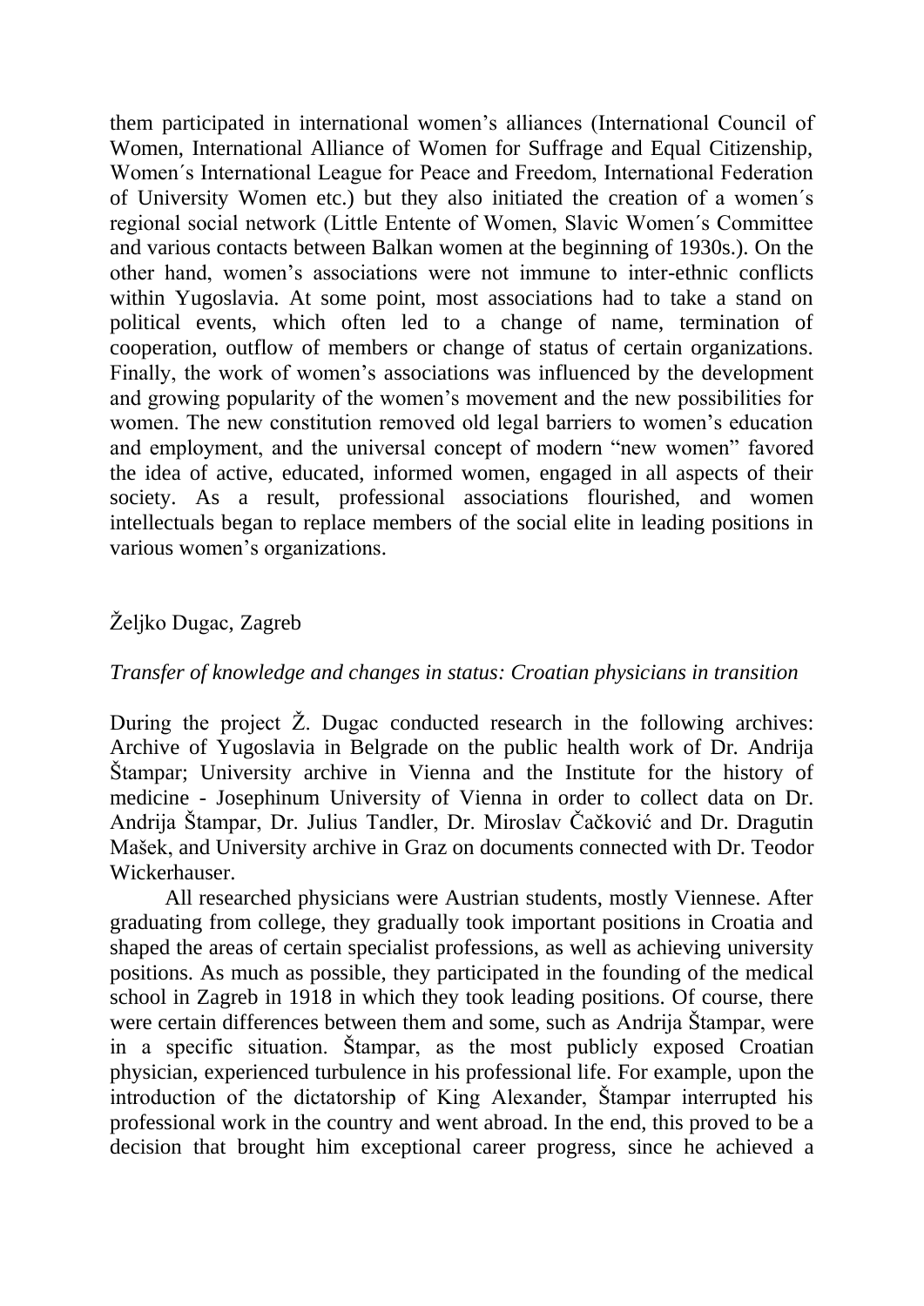them participated in international women's alliances (International Council of Women, International Alliance of Women for Suffrage and Equal Citizenship, Women´s International League for Peace and Freedom, International Federation of University Women etc.) but they also initiated the creation of a women´s regional social network (Little Entente of Women, Slavic Women´s Committee and various contacts between Balkan women at the beginning of 1930s.). On the other hand, women's associations were not immune to inter-ethnic conflicts within Yugoslavia. At some point, most associations had to take a stand on political events, which often led to a change of name, termination of cooperation, outflow of members or change of status of certain organizations. Finally, the work of women's associations was influenced by the development and growing popularity of the women's movement and the new possibilities for women. The new constitution removed old legal barriers to women's education and employment, and the universal concept of modern "new women" favored the idea of active, educated, informed women, engaged in all aspects of their society. As a result, professional associations flourished, and women intellectuals began to replace members of the social elite in leading positions in various women's organizations.

Željko Dugac, Zagreb

*Transfer of knowledge and changes in status: Croatian physicians in transition*

During the project Ž. Dugac conducted research in the following archives: Archive of Yugoslavia in Belgrade on the public health work of Dr. Andrija Štampar; University archive in Vienna and the Institute for the history of medicine - Josephinum University of Vienna in order to collect data on Dr. Andrija Štampar, Dr. Julius Tandler, Dr. Miroslav Čačković and Dr. Dragutin Mašek, and University archive in Graz on documents connected with Dr. Teodor Wickerhauser.

All researched physicians were Austrian students, mostly Viennese. After graduating from college, they gradually took important positions in Croatia and shaped the areas of certain specialist professions, as well as achieving university positions. As much as possible, they participated in the founding of the medical school in Zagreb in 1918 in which they took leading positions. Of course, there were certain differences between them and some, such as Andrija Štampar, were in a specific situation. Štampar, as the most publicly exposed Croatian physician, experienced turbulence in his professional life. For example, upon the introduction of the dictatorship of King Alexander, Štampar interrupted his professional work in the country and went abroad. In the end, this proved to be a decision that brought him exceptional career progress, since he achieved a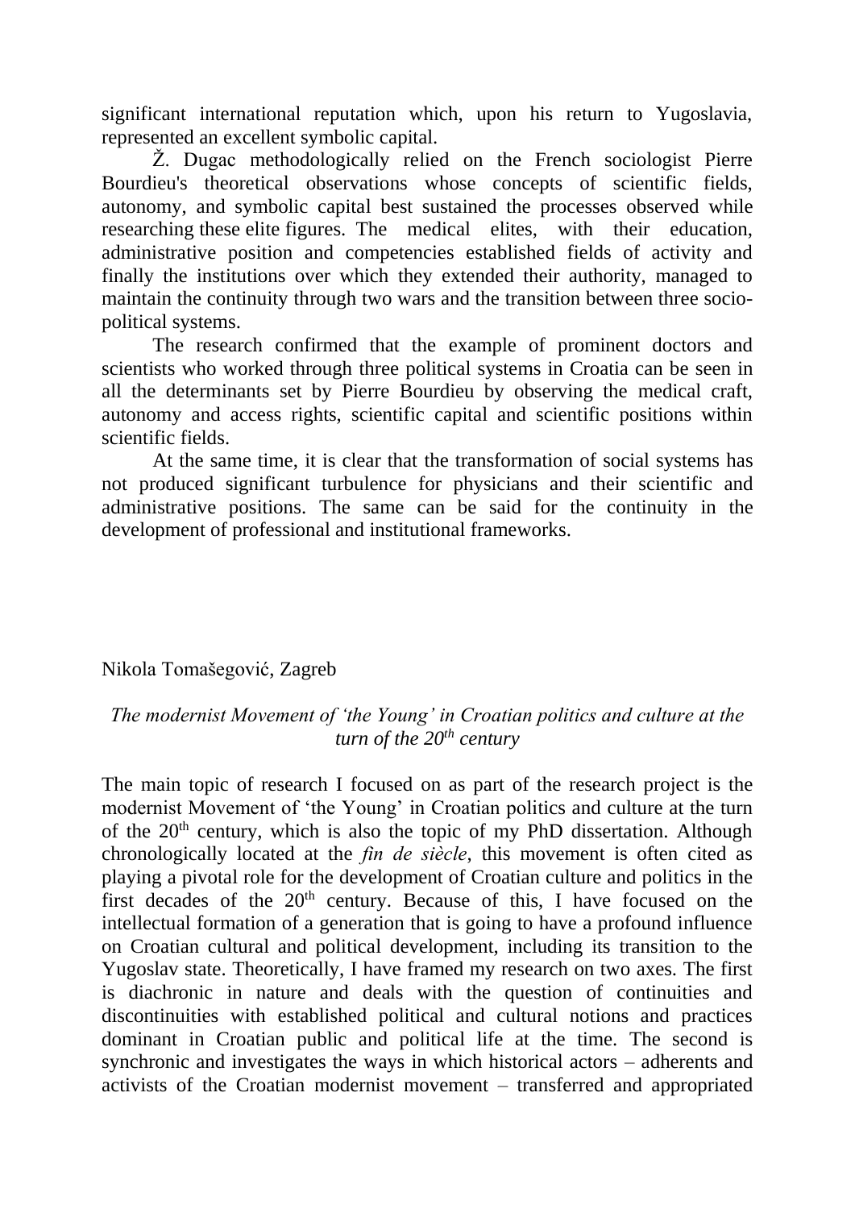significant international reputation which, upon his return to Yugoslavia, represented an excellent symbolic capital.

Ž. Dugac methodologically relied on the French sociologist Pierre Bourdieu's theoretical observations whose concepts of scientific fields, autonomy, and symbolic capital best sustained the processes observed while researching these elite figures. The medical elites, with their education, administrative position and competencies established fields of activity and finally the institutions over which they extended their authority, managed to maintain the continuity through two wars and the transition between three socio-political systems.

The research confirmed that the example of prominent doctors and scientists who worked through three political systems in Croatia can be seen in all the determinants set by Pierre Bourdieu by observing the medical craft, autonomy and access rights, scientific capital and scientific positions within scientific fields.

At the same time, it is clear that the transformation of social systems has not produced significant turbulence for physicians and their scientific and administrative positions. The same can be said for the continuity in the development of professional and institutional frameworks.

Nikola Tomašegović, Zagreb

*The modernist Movement of 'the Young' in Croatian politics and culture at the turn of the 20th century*

The main topic of research I focused on as part of the research project is the modernist Movement of 'the Young' in Croatian politics and culture at the turn of the 20th century, which is also the topic of my PhD dissertation. Although chronologically located at the *fin de siècle*, this movement is often cited as playing a pivotal role for the development of Croatian culture and politics in the first decades of the 20th century. Because of this, I have focused on the intellectual formation of a generation that is going to have a profound influence on Croatian cultural and political development, including its transition to the Yugoslav state. Theoretically, I have framed my research on two axes. The first is diachronic in nature and deals with the question of continuities and discontinuities with established political and cultural notions and practices dominant in Croatian public and political life at the time. The second is synchronic and investigates the ways in which historical actors – adherents and activists of the Croatian modernist movement – transferred and appropriated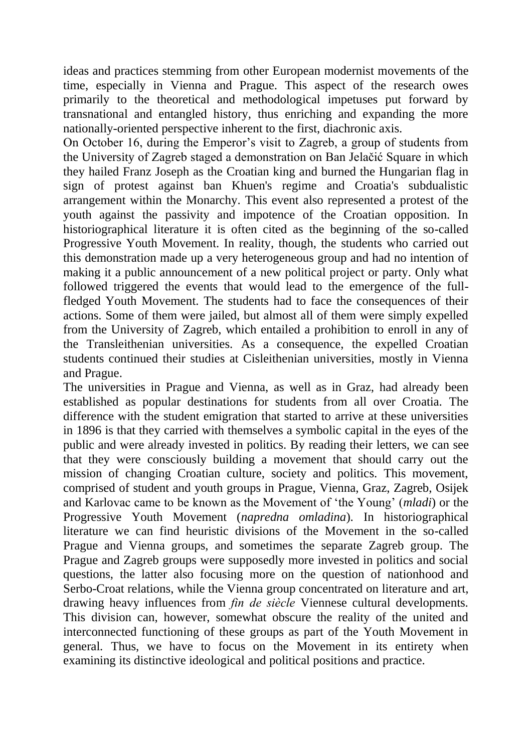ideas and practices stemming from other European modernist movements of the time, especially in Vienna and Prague. This aspect of the research owes primarily to the theoretical and methodological impetuses put forward by transnational and entangled history, thus enriching and expanding the more nationally-oriented perspective inherent to the first, diachronic axis.

On October 16, during the Emperor's visit to Zagreb, a group of students from the University of Zagreb staged a demonstration on Ban Jelačić Square in which they hailed Franz Joseph as the Croatian king and burned the Hungarian flag in sign of protest against ban Khuen's regime and Croatia's subdualistic arrangement within the Monarchy. This event also represented a protest of the youth against the passivity and impotence of the Croatian opposition. In historiographical literature it is often cited as the beginning of the so-called Progressive Youth Movement. In reality, though, the students who carried out this demonstration made up a very heterogeneous group and had no intention of making it a public announcement of a new political project or party. Only what followed triggered the events that would lead to the emergence of the full-fledged Youth Movement. The students had to face the consequences of their actions. Some of them were jailed, but almost all of them were simply expelled from the University of Zagreb, which entailed a prohibition to enroll in any of the Transleithenian universities. As a consequence, the expelled Croatian students continued their studies at Cisleithenian universities, mostly in Vienna and Prague.

The universities in Prague and Vienna, as well as in Graz, had already been established as popular destinations for students from all over Croatia. The difference with the student emigration that started to arrive at these universities in 1896 is that they carried with themselves a symbolic capital in the eyes of the public and were already invested in politics. By reading their letters, we can see that they were consciously building a movement that should carry out the mission of changing Croatian culture, society and politics. This movement, comprised of student and youth groups in Prague, Vienna, Graz, Zagreb, Osijek and Karlovac came to be known as the Movement of 'the Young' (*mladi*) or the Progressive Youth Movement (*napredna omladina*). In historiographical literature we can find heuristic divisions of the Movement in the so-called Prague and Vienna groups, and sometimes the separate Zagreb group. The Prague and Zagreb groups were supposedly more invested in politics and social questions, the latter also focusing more on the question of nationhood and Serbo-Croat relations, while the Vienna group concentrated on literature and art, drawing heavy influences from *fin de siècle* Viennese cultural developments. This division can, however, somewhat obscure the reality of the united and interconnected functioning of these groups as part of the Youth Movement in general. Thus, we have to focus on the Movement in its entirety when examining its distinctive ideological and political positions and practice.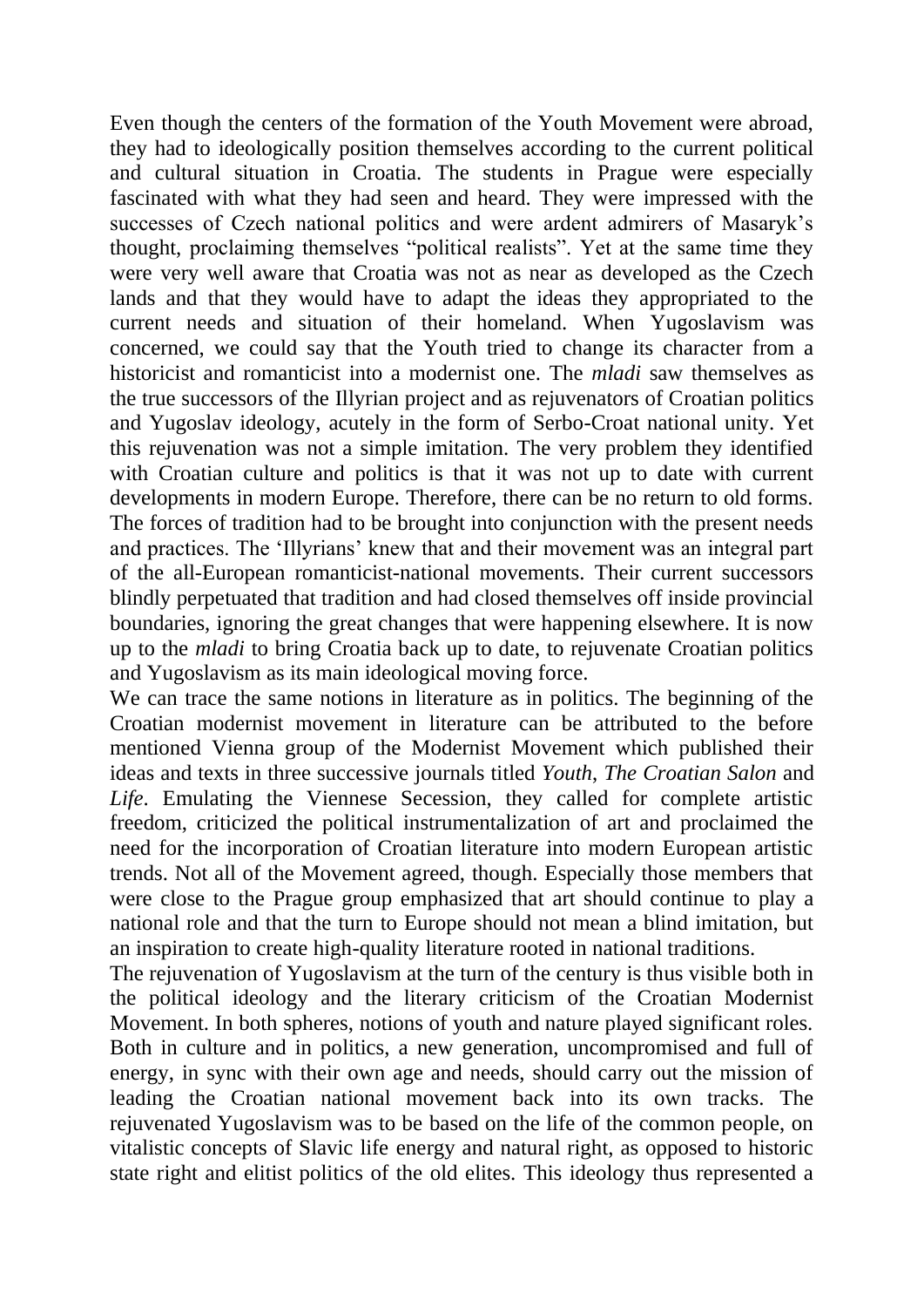Even though the centers of the formation of the Youth Movement were abroad, they had to ideologically position themselves according to the current political and cultural situation in Croatia. The students in Prague were especially fascinated with what they had seen and heard. They were impressed with the successes of Czech national politics and were ardent admirers of Masaryk's thought, proclaiming themselves "political realists". Yet at the same time they were very well aware that Croatia was not as near as developed as the Czech lands and that they would have to adapt the ideas they appropriated to the current needs and situation of their homeland. When Yugoslavism was concerned, we could say that the Youth tried to change its character from a historicist and romanticist into a modernist one. The *mladi* saw themselves as the true successors of the Illyrian project and as rejuvenators of Croatian politics and Yugoslav ideology, acutely in the form of Serbo-Croat national unity. Yet this rejuvenation was not a simple imitation. The very problem they identified with Croatian culture and politics is that it was not up to date with current developments in modern Europe. Therefore, there can be no return to old forms. The forces of tradition had to be brought into conjunction with the present needs and practices. The 'Illyrians' knew that and their movement was an integral part of the all-European romanticist-national movements. Their current successors blindly perpetuated that tradition and had closed themselves off inside provincial boundaries, ignoring the great changes that were happening elsewhere. It is now up to the *mladi* to bring Croatia back up to date, to rejuvenate Croatian politics and Yugoslavism as its main ideological moving force.

We can trace the same notions in literature as in politics. The beginning of the Croatian modernist movement in literature can be attributed to the before mentioned Vienna group of the Modernist Movement which published their ideas and texts in three successive journals titled *Youth*, *The Croatian Salon* and *Life*. Emulating the Viennese Secession, they called for complete artistic freedom, criticized the political instrumentalization of art and proclaimed the need for the incorporation of Croatian literature into modern European artistic trends. Not all of the Movement agreed, though. Especially those members that were close to the Prague group emphasized that art should continue to play a national role and that the turn to Europe should not mean a blind imitation, but an inspiration to create high-quality literature rooted in national traditions.

The rejuvenation of Yugoslavism at the turn of the century is thus visible both in the political ideology and the literary criticism of the Croatian Modernist Movement. In both spheres, notions of youth and nature played significant roles. Both in culture and in politics, a new generation, uncompromised and full of energy, in sync with their own age and needs, should carry out the mission of leading the Croatian national movement back into its own tracks. The rejuvenated Yugoslavism was to be based on the life of the common people, on vitalistic concepts of Slavic life energy and natural right, as opposed to historic state right and elitist politics of the old elites. This ideology thus represented a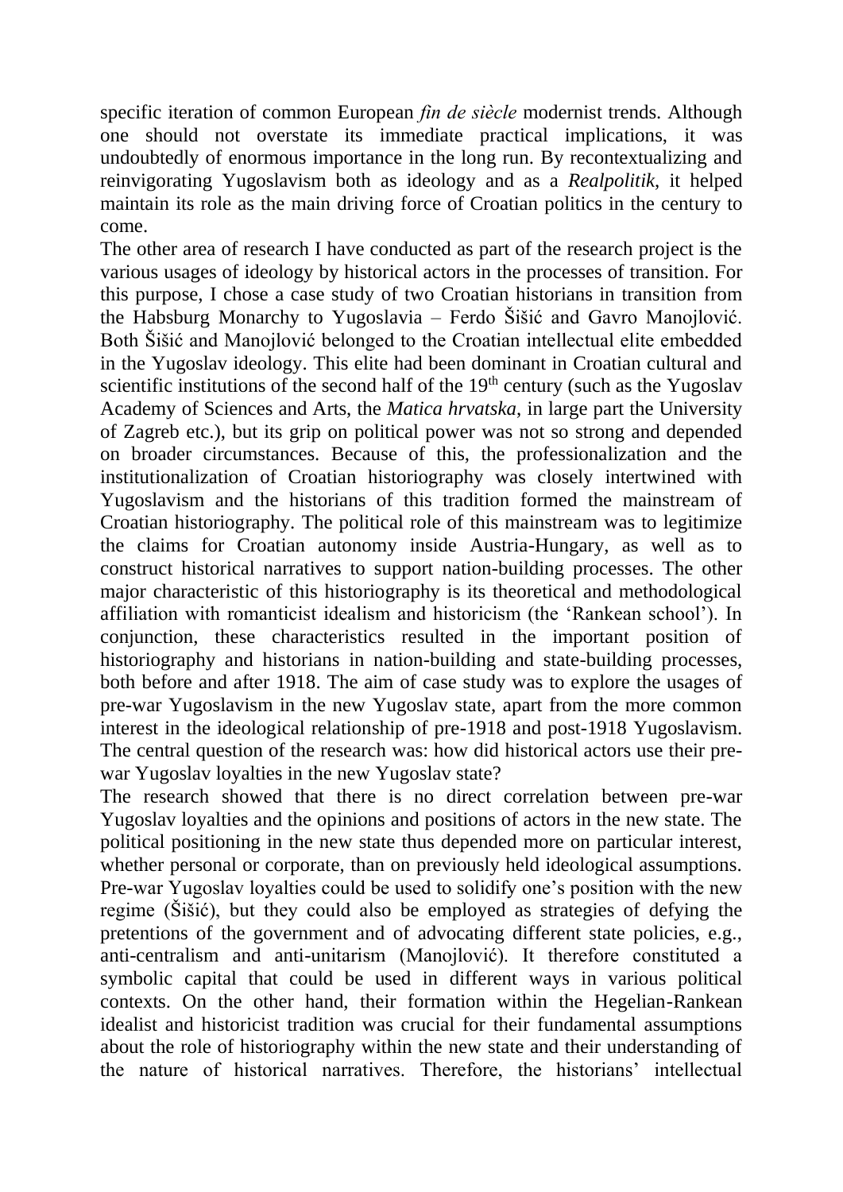specific iteration of common European *fin de siècle* modernist trends. Although one should not overstate its immediate practical implications, it was undoubtedly of enormous importance in the long run. By recontextualizing and reinvigorating Yugoslavism both as ideology and as a *Realpolitik*, it helped maintain its role as the main driving force of Croatian politics in the century to come.

The other area of research I have conducted as part of the research project is the various usages of ideology by historical actors in the processes of transition. For this purpose, I chose a case study of two Croatian historians in transition from the Habsburg Monarchy to Yugoslavia – Ferdo Šišić and Gavro Manojlović. Both Šišić and Manojlović belonged to the Croatian intellectual elite embedded in the Yugoslav ideology. This elite had been dominant in Croatian cultural and scientific institutions of the second half of the 19th century (such as the Yugoslav Academy of Sciences and Arts, the *Matica hrvatska*, in large part the University of Zagreb etc.), but its grip on political power was not so strong and depended on broader circumstances. Because of this, the professionalization and the institutionalization of Croatian historiography was closely intertwined with Yugoslavism and the historians of this tradition formed the mainstream of Croatian historiography. The political role of this mainstream was to legitimize the claims for Croatian autonomy inside Austria-Hungary, as well as to construct historical narratives to support nation-building processes. The other major characteristic of this historiography is its theoretical and methodological affiliation with romanticist idealism and historicism (the 'Rankean school'). In conjunction, these characteristics resulted in the important position of historiography and historians in nation-building and state-building processes, both before and after 1918. The aim of case study was to explore the usages of pre-war Yugoslavism in the new Yugoslav state, apart from the more common interest in the ideological relationship of pre-1918 and post-1918 Yugoslavism. The central question of the research was: how did historical actors use their pre-war Yugoslav loyalties in the new Yugoslav state?

The research showed that there is no direct correlation between pre-war Yugoslav loyalties and the opinions and positions of actors in the new state. The political positioning in the new state thus depended more on particular interest, whether personal or corporate, than on previously held ideological assumptions. Pre-war Yugoslav loyalties could be used to solidify one's position with the new regime (Šišić), but they could also be employed as strategies of defying the pretentions of the government and of advocating different state policies, e.g., anti-centralism and anti-unitarism (Manojlović). It therefore constituted a symbolic capital that could be used in different ways in various political contexts. On the other hand, their formation within the Hegelian-Rankean idealist and historicist tradition was crucial for their fundamental assumptions about the role of historiography within the new state and their understanding of the nature of historical narratives. Therefore, the historians' intellectual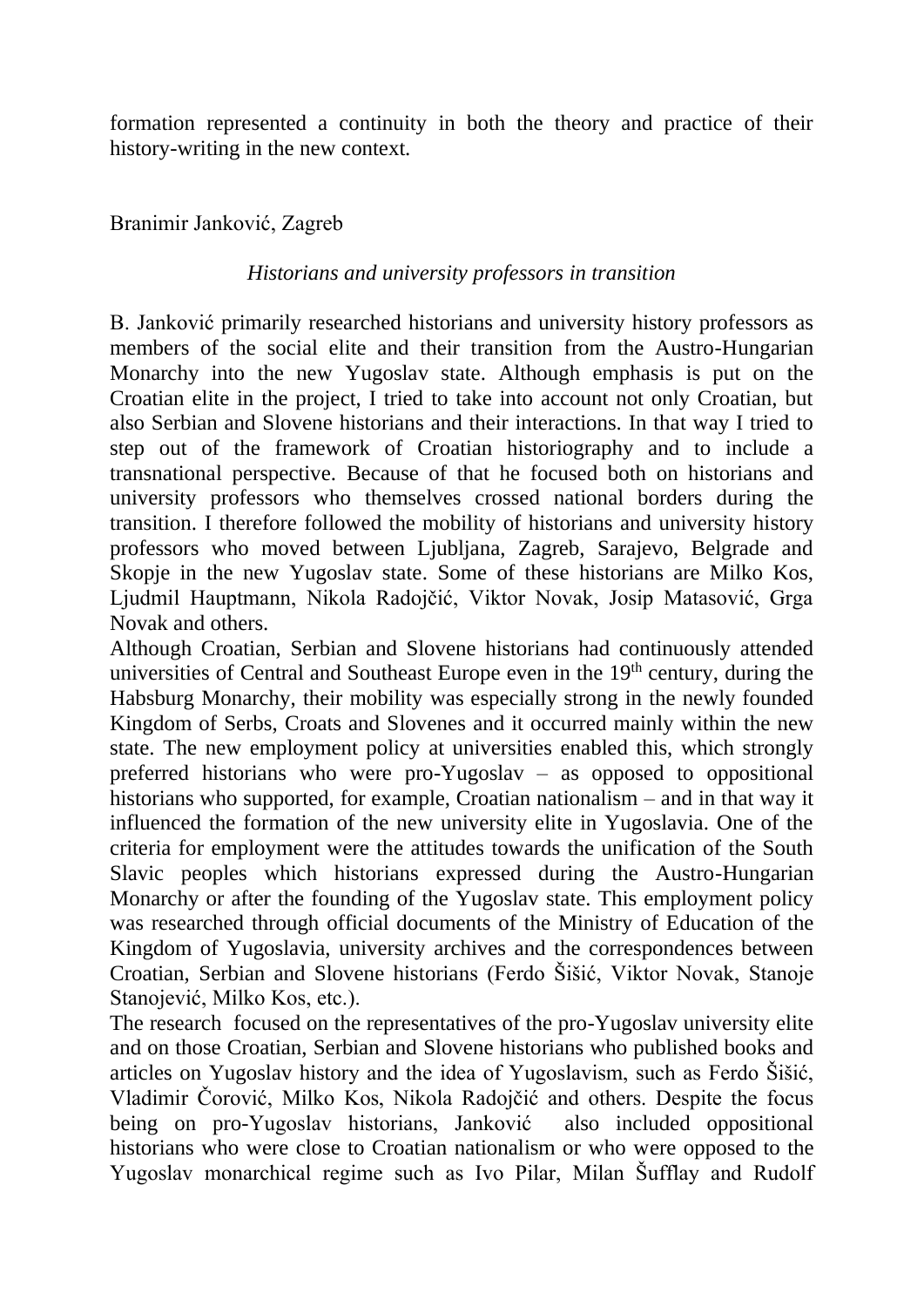formation represented a continuity in both the theory and practice of their history-writing in the new context.

Branimir Janković, Zagreb

*Historians and university professors in transition*

B. Janković primarily researched historians and university history professors as members of the social elite and their transition from the Austro-Hungarian Monarchy into the new Yugoslav state. Although emphasis is put on the Croatian elite in the project, I tried to take into account not only Croatian, but also Serbian and Slovene historians and their interactions. In that way I tried to step out of the framework of Croatian historiography and to include a transnational perspective. Because of that he focused both on historians and university professors who themselves crossed national borders during the transition. I therefore followed the mobility of historians and university history professors who moved between Ljubljana, Zagreb, Sarajevo, Belgrade and Skopje in the new Yugoslav state. Some of these historians are Milko Kos, Ljudmil Hauptmann, Nikola Radojčić, Viktor Novak, Josip Matasović, Grga Novak and others.

Although Croatian, Serbian and Slovene historians had continuously attended universities of Central and Southeast Europe even in the 19th century, during the Habsburg Monarchy, their mobility was especially strong in the newly founded Kingdom of Serbs, Croats and Slovenes and it occurred mainly within the new state. The new employment policy at universities enabled this, which strongly preferred historians who were pro-Yugoslav – as opposed to oppositional historians who supported, for example, Croatian nationalism – and in that way it influenced the formation of the new university elite in Yugoslavia. One of the criteria for employment were the attitudes towards the unification of the South Slavic peoples which historians expressed during the Austro-Hungarian Monarchy or after the founding of the Yugoslav state. This employment policy was researched through official documents of the Ministry of Education of the Kingdom of Yugoslavia, university archives and the correspondences between Croatian, Serbian and Slovene historians (Ferdo Šišić, Viktor Novak, Stanoje Stanojević, Milko Kos, etc.).

The research focused on the representatives of the pro-Yugoslav university elite and on those Croatian, Serbian and Slovene historians who published books and articles on Yugoslav history and the idea of Yugoslavism, such as Ferdo Šišić, Vladimir Čorović, Milko Kos, Nikola Radojčić and others. Despite the focus being on pro-Yugoslav historians, Janković also included oppositional historians who were close to Croatian nationalism or who were opposed to the Yugoslav monarchical regime such as Ivo Pilar, Milan Šufflay and Rudolf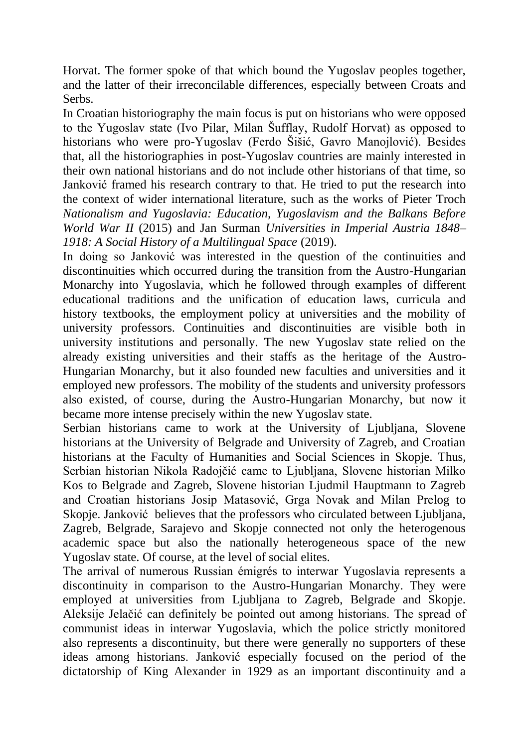Horvat. The former spoke of that which bound the Yugoslav peoples together, and the latter of their irreconcilable differences, especially between Croats and Serbs.

In Croatian historiography the main focus is put on historians who were opposed to the Yugoslav state (Ivo Pilar, Milan Šufflay, Rudolf Horvat) as opposed to historians who were pro-Yugoslav (Ferdo Šišić, Gavro Manojlović). Besides that, all the historiographies in post-Yugoslav countries are mainly interested in their own national historians and do not include other historians of that time, so Janković framed his research contrary to that. He tried to put the research into the context of wider international literature, such as the works of Pieter Troch *Nationalism and Yugoslavia: Education, Yugoslavism and the Balkans Before World War II* (2015) and Jan Surman *Universities in Imperial Austria 1848–1918: A Social History of a Multilingual Space* (2019).

In doing so Janković was interested in the question of the continuities and discontinuities which occurred during the transition from the Austro-Hungarian Monarchy into Yugoslavia, which he followed through examples of different educational traditions and the unification of education laws, curricula and history textbooks, the employment policy at universities and the mobility of university professors. Continuities and discontinuities are visible both in university institutions and personally. The new Yugoslav state relied on the already existing universities and their staffs as the heritage of the Austro-Hungarian Monarchy, but it also founded new faculties and universities and it employed new professors. The mobility of the students and university professors also existed, of course, during the Austro-Hungarian Monarchy, but now it became more intense precisely within the new Yugoslav state.

Serbian historians came to work at the University of Ljubljana, Slovene historians at the University of Belgrade and University of Zagreb, and Croatian historians at the Faculty of Humanities and Social Sciences in Skopje. Thus, Serbian historian Nikola Radojčić came to Ljubljana, Slovene historian Milko Kos to Belgrade and Zagreb, Slovene historian Ljudmil Hauptmann to Zagreb and Croatian historians Josip Matasović, Grga Novak and Milan Prelog to Skopje. Janković believes that the professors who circulated between Ljubljana, Zagreb, Belgrade, Sarajevo and Skopje connected not only the heterogenous academic space but also the nationally heterogeneous space of the new Yugoslav state. Of course, at the level of social elites.

The arrival of numerous Russian émigrés to interwar Yugoslavia represents a discontinuity in comparison to the Austro-Hungarian Monarchy. They were employed at universities from Ljubljana to Zagreb, Belgrade and Skopje. Aleksije Jelačić can definitely be pointed out among historians. The spread of communist ideas in interwar Yugoslavia, which the police strictly monitored also represents a discontinuity, but there were generally no supporters of these ideas among historians. Janković especially focused on the period of the dictatorship of King Alexander in 1929 as an important discontinuity and a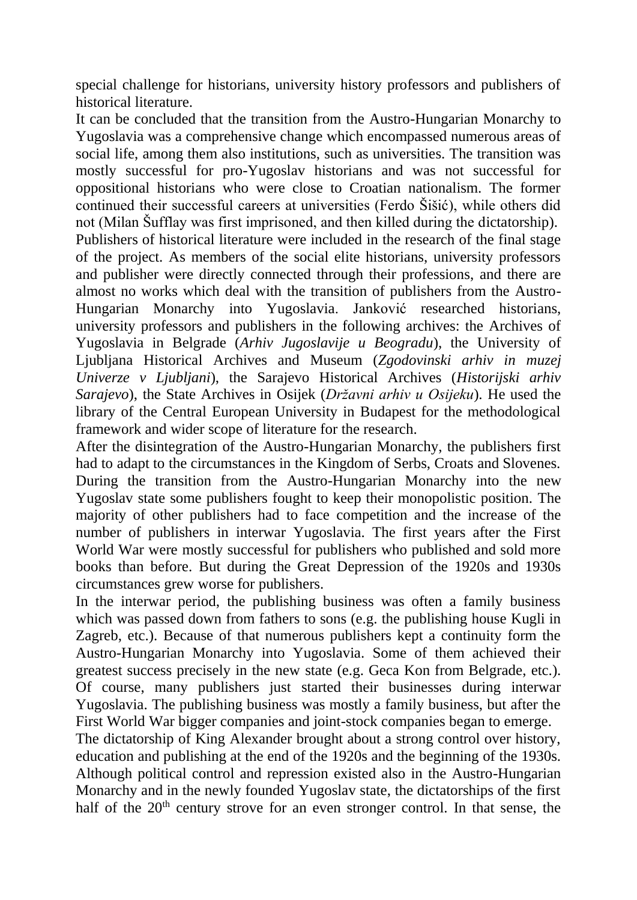special challenge for historians, university history professors and publishers of historical literature.

It can be concluded that the transition from the Austro-Hungarian Monarchy to Yugoslavia was a comprehensive change which encompassed numerous areas of social life, among them also institutions, such as universities. The transition was mostly successful for pro-Yugoslav historians and was not successful for oppositional historians who were close to Croatian nationalism. The former continued their successful careers at universities (Ferdo Šišić), while others did not (Milan Šufflay was first imprisoned, and then killed during the dictatorship).

Publishers of historical literature were included in the research of the final stage of the project. As members of the social elite historians, university professors and publisher were directly connected through their professions, and there are almost no works which deal with the transition of publishers from the Austro-Hungarian Monarchy into Yugoslavia. Janković researched historians, university professors and publishers in the following archives: the Archives of Yugoslavia in Belgrade (*Arhiv Jugoslavije u Beogradu*), the University of Ljubljana Historical Archives and Museum (*Zgodovinski arhiv in muzej Univerze v Ljubljani*), the Sarajevo Historical Archives (*Historijski arhiv Sarajevo*), the State Archives in Osijek (*Državni arhiv u Osijeku*). He used the library of the Central European University in Budapest for the methodological framework and wider scope of literature for the research.

After the disintegration of the Austro-Hungarian Monarchy, the publishers first had to adapt to the circumstances in the Kingdom of Serbs, Croats and Slovenes. During the transition from the Austro-Hungarian Monarchy into the new Yugoslav state some publishers fought to keep their monopolistic position. The majority of other publishers had to face competition and the increase of the number of publishers in interwar Yugoslavia. The first years after the First World War were mostly successful for publishers who published and sold more books than before. But during the Great Depression of the 1920s and 1930s circumstances grew worse for publishers.

In the interwar period, the publishing business was often a family business which was passed down from fathers to sons (e.g. the publishing house Kugli in Zagreb, etc.). Because of that numerous publishers kept a continuity form the Austro-Hungarian Monarchy into Yugoslavia. Some of them achieved their greatest success precisely in the new state (e.g. Geca Kon from Belgrade, etc.). Of course, many publishers just started their businesses during interwar Yugoslavia. The publishing business was mostly a family business, but after the First World War bigger companies and joint-stock companies began to emerge.

The dictatorship of King Alexander brought about a strong control over history, education and publishing at the end of the 1920s and the beginning of the 1930s. Although political control and repression existed also in the Austro-Hungarian Monarchy and in the newly founded Yugoslav state, the dictatorships of the first half of the 20th century strove for an even stronger control. In that sense, the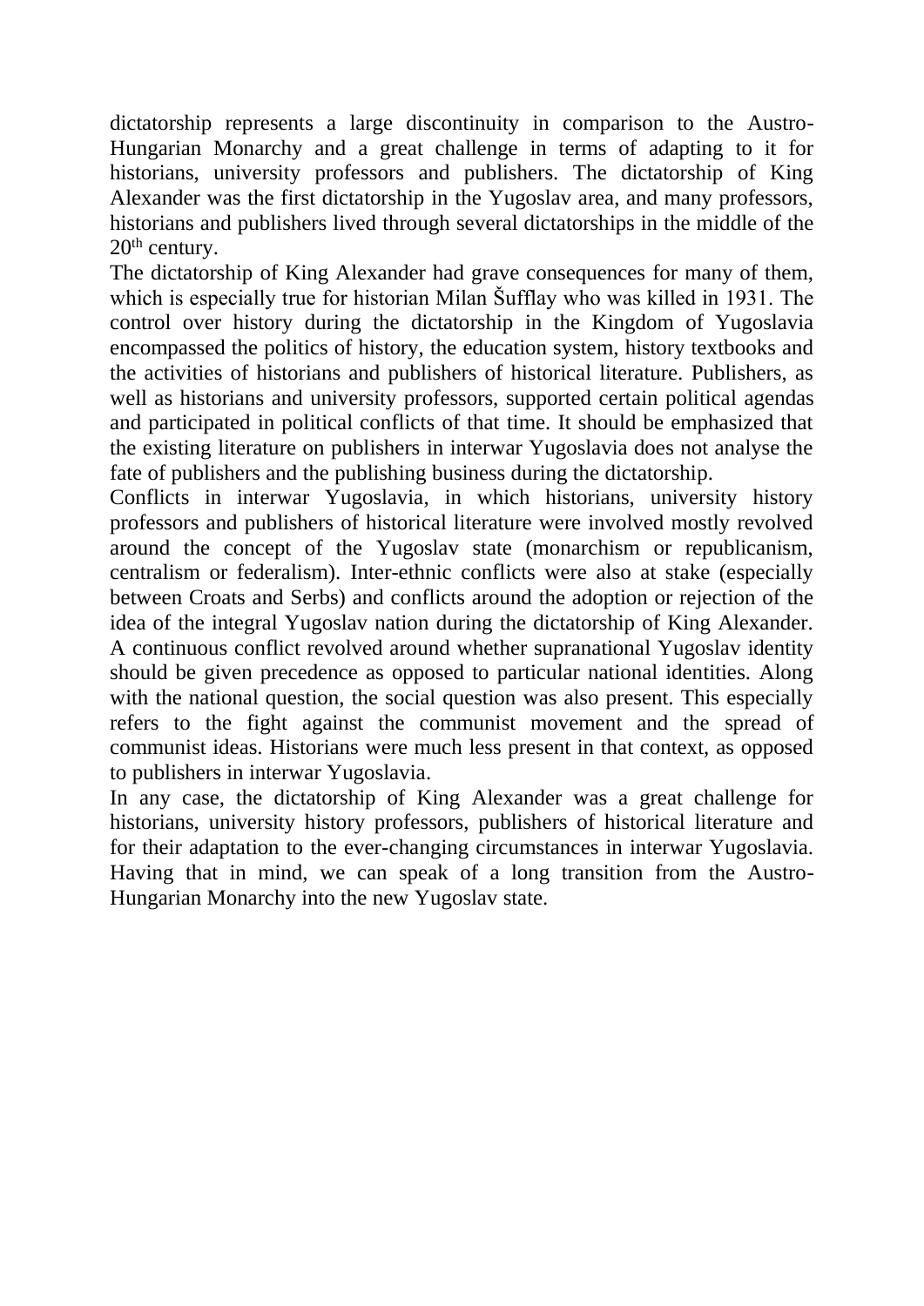dictatorship represents a large discontinuity in comparison to the Austro-Hungarian Monarchy and a great challenge in terms of adapting to it for historians, university professors and publishers. The dictatorship of King Alexander was the first dictatorship in the Yugoslav area, and many professors, historians and publishers lived through several dictatorships in the middle of the 20th century.

The dictatorship of King Alexander had grave consequences for many of them, which is especially true for historian Milan Šufflay who was killed in 1931. The control over history during the dictatorship in the Kingdom of Yugoslavia encompassed the politics of history, the education system, history textbooks and the activities of historians and publishers of historical literature. Publishers, as well as historians and university professors, supported certain political agendas and participated in political conflicts of that time. It should be emphasized that the existing literature on publishers in interwar Yugoslavia does not analyse the fate of publishers and the publishing business during the dictatorship.

Conflicts in interwar Yugoslavia, in which historians, university history professors and publishers of historical literature were involved mostly revolved around the concept of the Yugoslav state (monarchism or republicanism, centralism or federalism). Inter-ethnic conflicts were also at stake (especially between Croats and Serbs) and conflicts around the adoption or rejection of the idea of the integral Yugoslav nation during the dictatorship of King Alexander. A continuous conflict revolved around whether supranational Yugoslav identity should be given precedence as opposed to particular national identities. Along with the national question, the social question was also present. This especially refers to the fight against the communist movement and the spread of communist ideas. Historians were much less present in that context, as opposed to publishers in interwar Yugoslavia.

In any case, the dictatorship of King Alexander was a great challenge for historians, university history professors, publishers of historical literature and for their adaptation to the ever-changing circumstances in interwar Yugoslavia. Having that in mind, we can speak of a long transition from the Austro-Hungarian Monarchy into the new Yugoslav state.